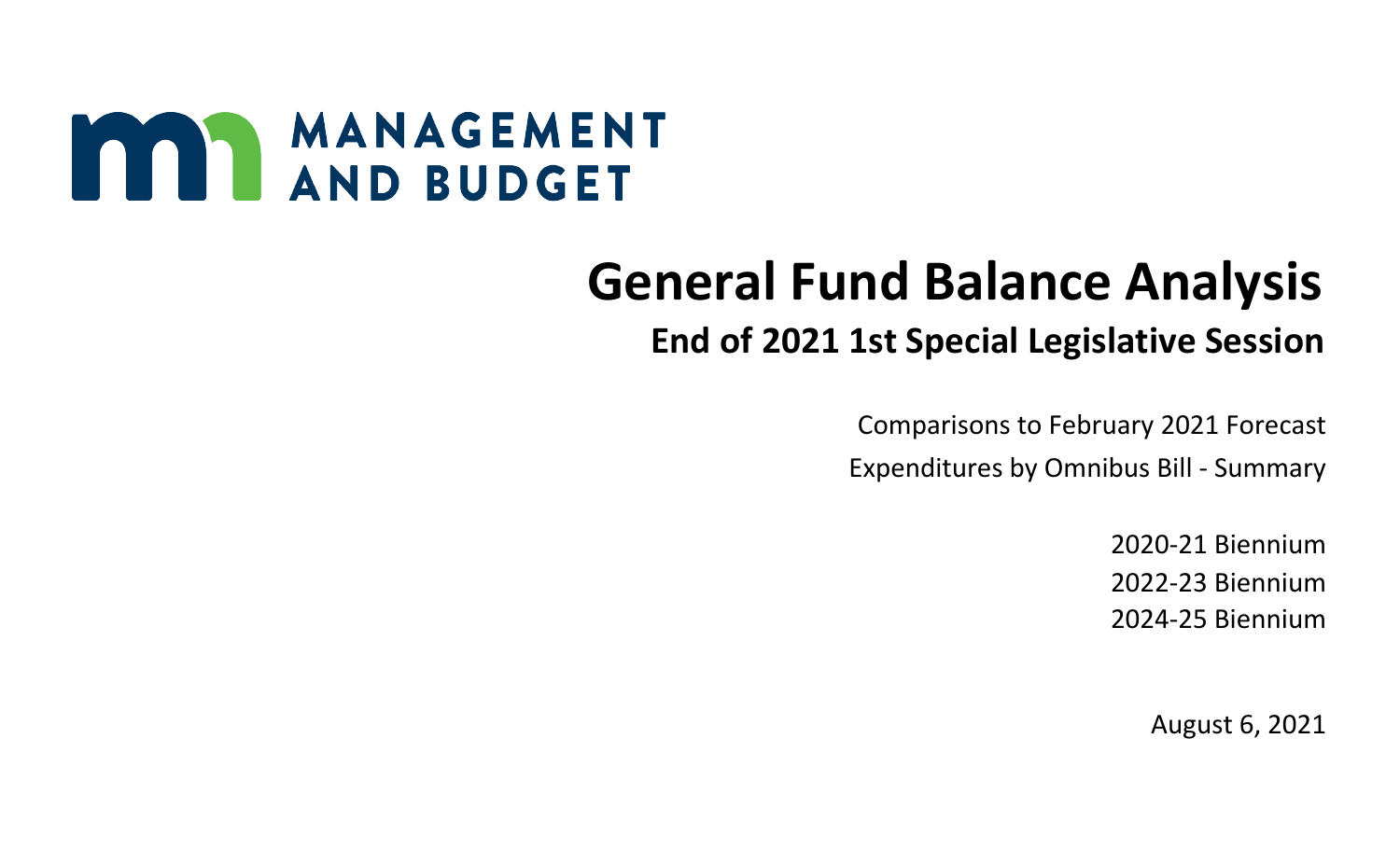MANAGEMENT AND BUDGET

# General Fund Balance Analysis

## End of 2021 1st Special Legislative Session

Comparisons to February 2021 Forecast

Expenditures by Omnibus Bill - Summary

2020-21 Biennium

2022-23 Biennium

2024-25 Biennium

August 6, 2021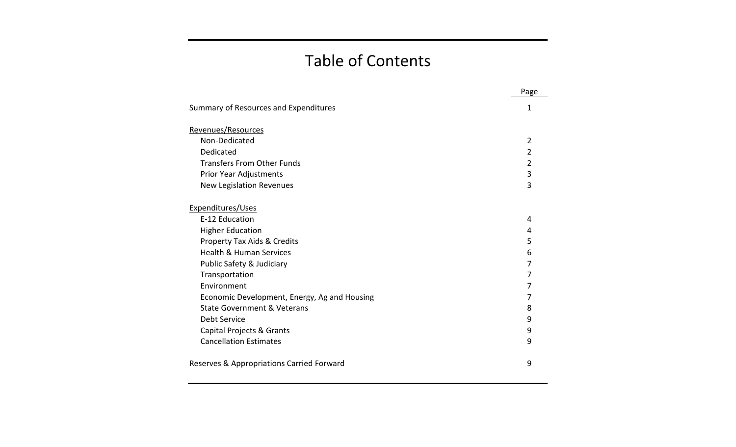# Table of Contents

| | Page |
|---|---|
| Summary of Resources and Expenditures | 1 |
| Revenues/Resources | |
| Non-Dedicated | 2 |
| Dedicated | 2 |
| Transfers From Other Funds | 2 |
| Prior Year Adjustments | 3 |
| New Legislation Revenues | 3 |
| Expenditures/Uses | |
| E-12 Education | 4 |
| Higher Education | 4 |
| Property Tax Aids & Credits | 5 |
| Health & Human Services | 6 |
| Public Safety & Judiciary | 7 |
| Transportation | 7 |
| Environment | 7 |
| Economic Development, Energy, Ag and Housing | 7 |
| State Government & Veterans | 8 |
| Debt Service | 9 |
| Capital Projects & Grants | 9 |
| Cancellation Estimates | 9 |
| Reserves & Appropriations Carried Forward | 9 |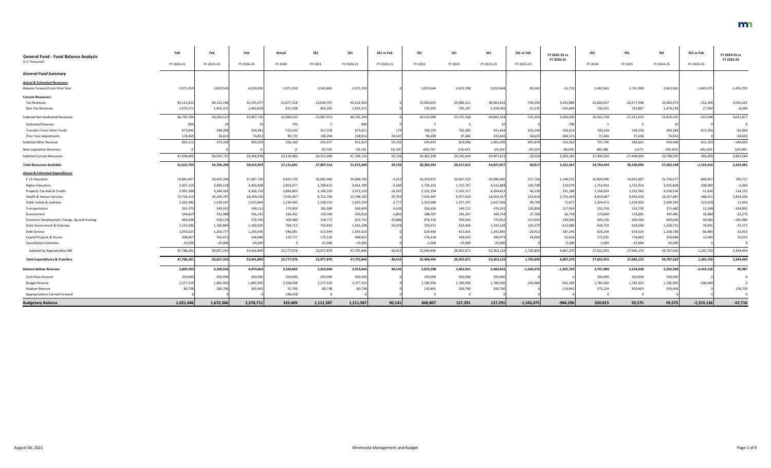## General Fund - Fund Balance Analysis

($ in Thousands)

| | Feb FY 2020-21 | Feb FY 2022-23 | Feb FY 2024-25 | Actual FY 2020 | SS1 FY 2021 | SS1 FY 2020-21 | SS1 vs Feb FY 2020-21 | SS1 FY 2022 | SS1 FY 2023 | SS1 FY 2022-23 | SS1 vs Feb FY 2022-23 | FY 2022-23 vs FY 2020-21 | SS1 FY 2024 | SS1 FY 2025 | SS1 FY 2024-25 | SS1 vs Feb FY 2024-25 | FY 2024-25 vs FY 2022-23 |
|---|---|---|---|---|---|---|---|---|---|---|---|---|---|---|---|---|---|
| ***General Fund Summary*** | | | | | | | | | | | | | | | | | |
| **Actual & Estimated Resources** | | | | | | | | | | | | | | | | | |
| Balance Forward From Prior Year | 3,971,359 | 3,829,503 | 4,109,016 | 3,971,359 | 3,343,865 | 3,971,359 | 0 | 3,919,644 | 2,872,598 | 3,919,644 | 90,141 | -51,715 | 2,463,941 | 2,741,989 | 2,463,941 | -1,645,075 | -1,455,703 |
| **Current Resources:** | | | | | | | | | | | | | | | | | |
| Tax Revenues | 45,121,923 | 49,110,146 | 52,555,077 | 22,077,216 | 23,044,707 | 45,121,923 | 0 | 23,383,601 | 24,980,211 | 48,363,812 | -746,334 | 3,241,889 | 25,826,427 | 26,577,546 | 52,403,973 | -151,104 | 4,040,161 |
| Non-Tax Revenues | 1,670,371 | 1,453,371 | 1,442,658 | 817,106 | 853,265 | 1,670,371 | 0 | 733,395 | 745,107 | 1,478,502 | 25,131 | -191,869 | 736,331 | 733,887 | 1,470,218 | 27,560 | -8,284 |
| Subtotal Non-Dedicated Revenues | 46,792,294 | 50,563,517 | 53,997,735 | 22,894,322 | 23,897,972 | 46,792,294 | 0 | 24,116,996 | 25,725,318 | 49,842,314 | -721,203 | 3,050,020 | 26,562,758 | 27,311,433 | 53,874,191 | -123,544 | 4,031,877 |
| Dedicated Revenue | 800 | 10 | 10 | 795 | 5 | 800 | 0 | 5 | 5 | 10 | 0 | -790 | 5 | 5 | 10 | 0 | 0 |
| Transfers From Other Funds | 672,842 | 298,398 | 234,381 | 155,643 | 517,378 | 673,021 | 179 | 149,359 | 782,285 | 931,644 | 633,246 | 258,623 | 700,334 | 149,250 | 849,584 | 615,203 | -82,060 |
| Prior Year Adjustments | 178,469 | 74,812 | 74,812 | 99,722 | 138,294 | 238,016 | 59,547 | 96,039 | 37,406 | 133,445 | 58,633 | -104,571 | 37,406 | 37,406 | 74,812 | 0 | -58,633 |
| Subtotal Other Revenue | 852,111 | 373,220 | 309,203 | 256,160 | 655,677 | 911,837 | 59,726 | 245,403 | 819,696 | 1,065,099 | 691,879 | 153,262 | 737,745 | 186,661 | 924,406 | 615,203 | -140,693 |
| *New Legislation Revenues* | *0* | *0* | *0* | *0* | *59,726* | *59,726* | *59,726* | *-605,797* | *576,473* | *-29,324* | *-29,324* | *-89,050* | *485,986* | *5,673* | *491,659* | *491,659* | *520,983* |
| Subtotal Current Resources | 47,644,405 | 50,936,737 | 54,306,938 | 23,150,482 | 24,553,649 | 47,704,131 | 59,726 | 24,362,399 | 26,545,014 | 50,907,413 | -29,324 | 3,203,282 | 27,300,503 | 27,498,094 | 54,798,597 | 491,659 | 3,891,184 |
| **Total Resources Available** | **51,615,764** | **54,766,240** | **58,415,954** | **27,121,841** | **27,897,514** | **51,675,490** | **59,726** | **28,282,043** | **29,417,612** | **54,827,057** | **60,817** | **3,151,567** | **29,764,444** | **30,240,083** | **57,262,538** | **-1,153,416** | **2,435,481** |
| **Actual & Estimated Expenditures** | | | | | | | | | | | | | | | | | |
| E-12 Education | 19,841,957 | 20,429,204 | 21,087,720 | 9,835,739 | 10,002,966 | 19,838,705 | -3,252 | 10,319,437 | 10,667,523 | 20,986,960 | 557,756 | 1,148,255 | 10,820,990 | 10,935,687 | 21,756,677 | 668,957 | 769,717 |
| Higher Education | 3,407,129 | 3,406,128 | 3,405,828 | 1,693,377 | 1,708,412 | 3,401,789 | -5,340 | 1,756,101 | 1,755,767 | 3,511,868 | 105,740 | 110,079 | 1,752,914 | 1,752,914 | 3,505,828 | 100,000 | -6,040 |
| Property Tax Aids & Credits | 3,991,388 | 4,164,181 | 4,306,710 | 1,866,803 | 2,106,320 | 3,973,123 | -18,265 | 2,101,294 | 2,103,117 | 4,204,411 | 40,230 | 231,288 | 2,164,954 | 2,193,582 | 4,358,536 | 51,826 | 154,125 |
| Health & Human Services | 13,718,310 | 16,249,747 | 18,169,236 | 7,035,367 | 6,712,736 | 13,748,103 | 29,793 | 7,425,947 | 9,077,610 | 16,503,557 | 253,810 | 2,755,454 | 8,916,467 | 9,441,420 | 18,357,887 | 188,651 | 1,854,330 |
| Public Safety & Judiciary | 2,562,482 | 2,538,147 | 2,525,864 | 1,236,945 | 1,328,314 | 2,565,259 | 2,777 | 1,310,689 | 1,327,247 | 2,637,936 | 99,789 | 72,677 | 1,324,472 | 1,324,920 | 2,649,392 | 123,528 | 11,456 |
| Transportation | 352,370 | 249,552 | 249,112 | 174,820 | 183,589 | 358,409 | 6,039 | 326,630 | 149,722 | 476,352 | 226,800 | 117,943 | 135,730 | 135,730 | 271,460 | 22,348 | -204,892 |
| Environment | 344,819 | 331,988 | 331,101 | 166,422 | 176,594 | 343,016 | -1,803 | 188,507 | 181,247 | 369,754 | 37,766 | 26,738 | 173,800 | 173,681 | 347,481 | 16,380 | -22,273 |
| Economic Development, Energy, Ag and Housing | 662,638 | 558,178 | 570,766 | 303,980 | 328,772 | 632,752 | -29,886 | 476,310 | 299,502 | 775,812 | 217,634 | 143,060 | 305,230 | 304,596 | 609,826 | 39,060 | -165,986 |
| State Government & Veterans | 1,555,686 | 1,169,849 | 1,180,920 | 794,715 | 750,493 | 1,545,208 | -10,478 | 703,672 | 629,456 | 1,333,128 | 163,279 | -212,080 | 634,719 | 626,036 | 1,260,755 | 79,835 | -72,373 |
| Debt Service | 1,055,625 | 1,263,777 | 1,295,645 | 540,081 | 515,544 | 1,055,625 | 0 | 629,440 | 613,425 | 1,242,865 | -20,912 | 187,240 | 625,254 | 633,526 | 1,258,780 | -36,865 | 15,915 |
| Capital Projects & Grants | 308,857 | 316,473 | 338,988 | 129,727 | 179,130 | 308,857 | 0 | 176,418 | 164,055 | 340,473 | 24,000 | 31,616 | 172,925 | 178,063 | 350,988 | 12,000 | 10,515 |
| Cancellation Estimates | -15,000 | -20,000 | -20,000 | 0 | -15,000 | -15,000 | 0 | -5,000 | -15,000 | -20,000 | 0 | -5,000 | -5,000 | -15,000 | -20,000 | 0 | 0 |
| Subtotal by Appropriation Bill | 47,786,261 | 50,657,224 | 53,441,890 | 23,777,976 | 23,977,870 | 47,755,846 | -30,415 | 25,409,445 | 26,953,671 | 52,363,116 | 1,705,892 | 4,607,270 | 27,022,455 | 27,685,155 | 54,707,610 | 1,265,720 | 2,344,494 |
| **Total Expenditures & Transfers** | **47,786,261** | **50,657,224** | **53,441,890** | **23,777,976** | **23,977,870** | **47,755,846** | **-30,415** | **25,409,445** | **26,953,671** | **52,363,116** | **1,705,892** | **4,607,270** | **27,022,455** | **27,685,155** | **54,707,610** | **1,265,720** | **2,344,494** |
| **Balance Before Reserves** | **3,829,503** | **4,109,016** | **4,974,064** | **3,343,865** | **3,919,644** | **3,919,644** | **90,141** | **2,872,598** | **2,463,941** | **2,463,941** | **-1,645,075** | **-1,455,703** | **2,741,989** | **2,554,928** | **2,554,928** | **-2,419,136** | **90,987** |
| Cash Flow Account | 350,000 | 350,000 | 350,000 | 350,000 | 350,000 | 350,000 | 0 | 350,000 | 350,000 | 350,000 | 0 | 0 | 350,000 | 350,000 | 350,000 | 0 | 0 |
| Budget Reserve | 2,377,319 | 1,885,950 | 1,885,950 | 2,358,698 | 2,377,319 | 2,377,319 | 0 | 1,785,950 | 1,785,950 | 1,785,950 | -100,000 | -591,369 | 1,785,950 | 1,785,950 | 1,785,950 | -100,000 | 0 |
| Stadium Reserve | 80,738 | 200,700 | 359,403 | 55,700 | 80,738 | 80,738 | 0 | 135,841 | 200,700 | 200,700 | 0 | 119,962 | 275,224 | 359,403 | 359,403 | 0 | 158,703 |
| Appropriations Carried Forward | 0 | 0 | 0 | 246,058 | 0 | 0 | 0 | 0 | 0 | 0 | 0 | 0 | 0 | 0 | 0 | 0 | 0 |
| **Budgetary Balance** | **1,021,446** | **1,672,366** | **2,378,711** | **333,409** | **1,111,587** | **1,111,587** | **90,141** | **600,807** | **127,291** | **127,291** | **-1,545,075** | **-984,296** | **330,815** | **59,575** | **59,575** | **-2,319,136** | **-67,716** |

August 06, 2021 — Minnesota Management and Budget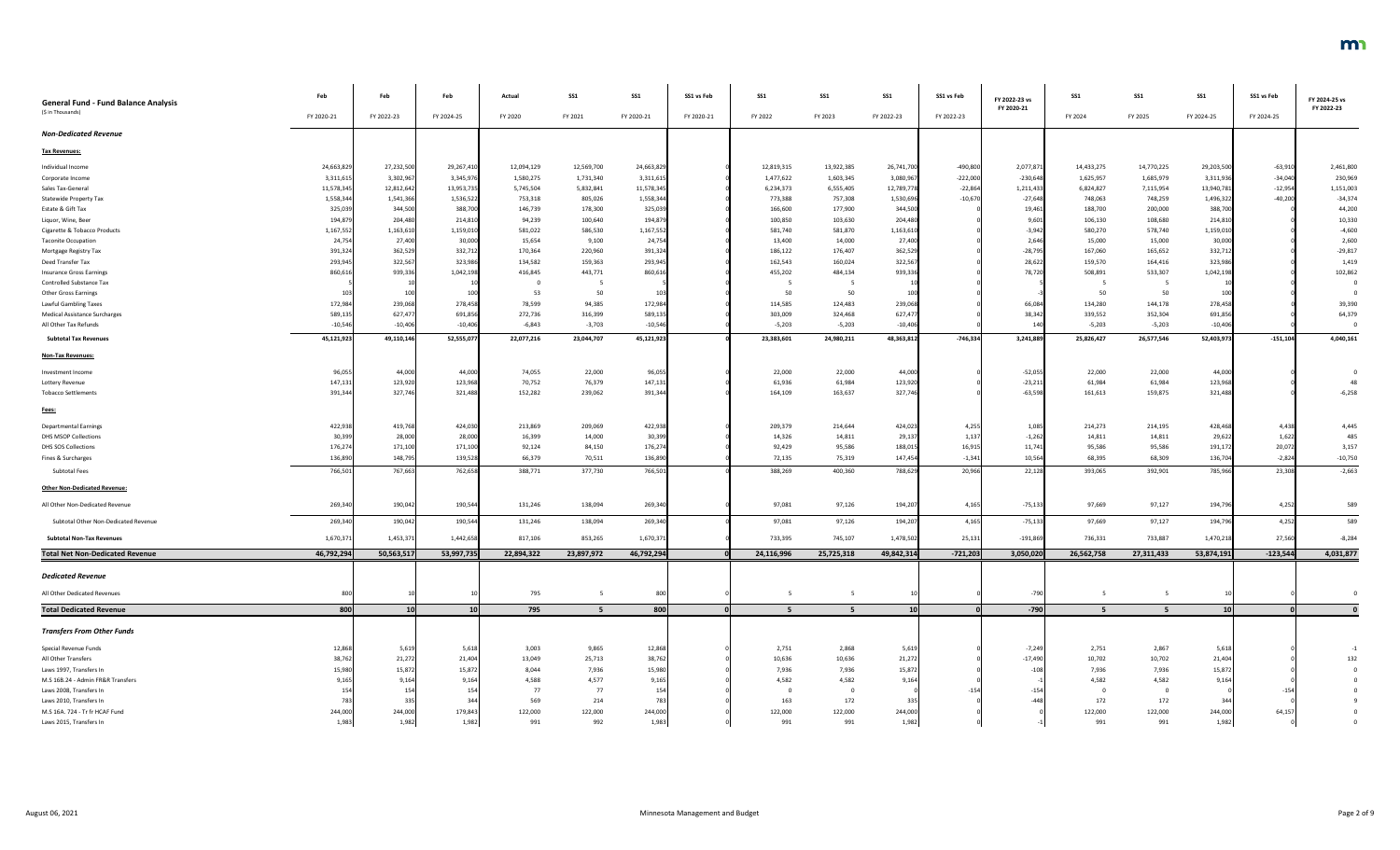# General Fund - Fund Balance Analysis

($ in Thousands)

| | Feb | Feb | Feb | Actual | SS1 | SS1 | SS1 vs Feb | SS1 | SS1 | SS1 | SS1 vs Feb | FY 2022-23 vs FY 2020-21 | SS1 | SS1 | SS1 | SS1 vs Feb | FY 2024-25 vs FY 2022-23 |
|---|---|---|---|---|---|---|---|---|---|---|---|---|---|---|---|---|---|
| | FY 2020-21 | FY 2022-23 | FY 2024-25 | FY 2020 | FY 2021 | FY 2020-21 | FY 2020-21 | FY 2022 | FY 2023 | FY 2022-23 | FY 2022-23 | | FY 2024 | FY 2025 | FY 2024-25 | FY 2024-25 | |
| ***Non-Dedicated Revenue*** | | | | | | | | | | | | | | | | | |
| **Tax Revenues:** | | | | | | | | | | | | | | | | | |
| Individual Income | 24,663,829 | 27,232,500 | 29,267,410 | 12,094,129 | 12,569,700 | 24,663,829 | 0 | 12,819,315 | 13,922,385 | 26,741,700 | -490,800 | 2,077,871 | 14,433,275 | 14,770,225 | 29,203,500 | -63,910 | 2,461,800 |
| Corporate Income | 3,311,615 | 3,302,967 | 3,345,976 | 1,580,275 | 1,731,340 | 3,311,615 | 0 | 1,477,622 | 1,603,345 | 3,080,967 | -222,000 | -230,648 | 1,625,957 | 1,685,979 | 3,311,936 | -34,040 | 230,969 |
| Sales Tax-General | 11,578,345 | 12,812,642 | 13,953,735 | 5,745,504 | 5,832,841 | 11,578,345 | 0 | 6,234,373 | 6,555,405 | 12,789,778 | -22,864 | 1,211,433 | 6,824,827 | 7,115,954 | 13,940,781 | -12,954 | 1,151,003 |
| Statewide Property Tax | 1,558,344 | 1,541,366 | 1,536,522 | 753,318 | 805,026 | 1,558,344 | 0 | 773,388 | 757,308 | 1,530,696 | -10,670 | -27,648 | 748,063 | 748,259 | 1,496,322 | -40,200 | -34,374 |
| Estate & Gift Tax | 325,039 | 344,500 | 388,700 | 146,739 | 178,300 | 325,039 | 0 | 166,600 | 177,900 | 344,500 | 0 | 19,461 | 188,700 | 200,000 | 388,700 | 0 | 44,200 |
| Liquor, Wine, Beer | 194,879 | 204,480 | 214,810 | 94,239 | 100,640 | 194,879 | 0 | 100,850 | 103,630 | 204,480 | 0 | 9,601 | 106,130 | 108,680 | 214,810 | 0 | 10,330 |
| Cigarette & Tobacco Products | 1,167,552 | 1,163,610 | 1,159,010 | 581,022 | 586,530 | 1,167,552 | 0 | 581,740 | 581,870 | 1,163,610 | 0 | -3,942 | 580,270 | 578,740 | 1,159,010 | 0 | -4,600 |
| Taconite Occupation | 24,754 | 27,400 | 30,000 | 15,654 | 9,100 | 24,754 | 0 | 13,400 | 14,000 | 27,400 | 0 | 2,646 | 15,000 | 15,000 | 30,000 | 0 | 2,600 |
| Mortgage Registry Tax | 391,324 | 362,529 | 332,712 | 170,364 | 220,960 | 391,324 | 0 | 186,122 | 176,407 | 362,529 | 0 | -28,795 | 167,060 | 165,652 | 332,712 | 0 | -29,817 |
| Deed Transfer Tax | 293,945 | 322,567 | 323,986 | 134,582 | 159,363 | 293,945 | 0 | 162,543 | 160,024 | 322,567 | 0 | 28,622 | 159,570 | 164,416 | 323,986 | 0 | 1,419 |
| Insurance Gross Earnings | 860,616 | 939,336 | 1,042,198 | 416,845 | 443,771 | 860,616 | 0 | 455,202 | 484,134 | 939,336 | 0 | 78,720 | 508,891 | 533,307 | 1,042,198 | 0 | 102,862 |
| Controlled Substance Tax | 5 | 10 | 10 | 0 | 5 | 5 | 0 | 5 | 5 | 10 | 0 | 5 | 5 | 5 | 10 | 0 | 0 |
| Other Gross Earnings | 103 | 100 | 100 | 53 | 50 | 103 | 0 | 50 | 50 | 100 | 0 | -3 | 50 | 50 | 100 | 0 | 0 |
| Lawful Gambling Taxes | 172,984 | 239,068 | 278,458 | 78,599 | 94,385 | 172,984 | 0 | 114,585 | 124,483 | 239,068 | 0 | 66,084 | 134,280 | 144,178 | 278,458 | 0 | 39,390 |
| Medical Assistance Surcharges | 589,135 | 627,477 | 691,856 | 272,736 | 316,399 | 589,135 | 0 | 303,009 | 324,468 | 627,477 | 0 | 38,342 | 339,552 | 352,304 | 691,856 | 0 | 64,379 |
| All Other Tax Refunds | -10,546 | -10,406 | -10,406 | -6,843 | -3,703 | -10,546 | 0 | -5,203 | -5,203 | -10,406 | 0 | 140 | -5,203 | -5,203 | -10,406 | 0 | 0 |
| **Subtotal Tax Revenues** | 45,121,923 | 49,110,146 | 52,555,077 | 22,077,216 | 23,044,707 | 45,121,923 | 0 | 23,383,601 | 24,980,211 | 48,363,812 | -746,334 | 3,241,889 | 25,826,427 | 26,577,546 | 52,403,973 | -151,104 | 4,040,161 |
| **Non-Tax Revenues:** | | | | | | | | | | | | | | | | | |
| Investment Income | 96,055 | 44,000 | 44,000 | 74,055 | 22,000 | 96,055 | 0 | 22,000 | 22,000 | 44,000 | 0 | -52,055 | 22,000 | 22,000 | 44,000 | 0 | 0 |
| Lottery Revenue | 147,131 | 123,920 | 123,968 | 70,752 | 76,379 | 147,131 | 0 | 61,936 | 61,984 | 123,920 | 0 | -23,211 | 61,984 | 61,984 | 123,968 | 0 | 48 |
| Tobacco Settlements | 391,344 | 327,746 | 321,488 | 152,282 | 239,062 | 391,344 | 0 | 164,109 | 163,637 | 327,746 | 0 | -63,598 | 161,613 | 159,875 | 321,488 | 0 | -6,258 |
| **Fees:** | | | | | | | | | | | | | | | | | |
| Departmental Earnings | 422,938 | 419,768 | 424,030 | 213,869 | 209,069 | 422,938 | 0 | 209,379 | 214,644 | 424,023 | 4,255 | 1,085 | 214,273 | 214,195 | 428,468 | 4,438 | 4,445 |
| DHS MSOP Collections | 30,399 | 28,000 | 28,000 | 16,399 | 14,000 | 30,399 | 0 | 14,326 | 14,811 | 29,137 | 1,137 | -1,262 | 14,811 | 14,811 | 29,622 | 1,622 | 485 |
| DHS SOS Collections | 176,274 | 171,100 | 171,100 | 92,124 | 84,150 | 176,274 | 0 | 92,429 | 95,586 | 188,015 | 16,915 | 11,741 | 95,586 | 95,586 | 191,172 | 20,072 | 3,157 |
| Fines & Surcharges | 136,890 | 148,795 | 139,528 | 66,379 | 70,511 | 136,890 | 0 | 72,135 | 75,319 | 147,454 | -1,341 | 10,564 | 68,395 | 68,309 | 136,704 | -2,824 | -10,750 |
| Subtotal Fees | 766,501 | 767,663 | 762,658 | 388,771 | 377,730 | 766,501 | 0 | 388,269 | 400,360 | 788,629 | 20,966 | 22,128 | 393,065 | 392,901 | 785,966 | 23,308 | -2,663 |
| **Other Non-Dedicated Revenue:** | | | | | | | | | | | | | | | | | |
| All Other Non-Dedicated Revenue | 269,340 | 190,042 | 190,544 | 131,246 | 138,094 | 269,340 | 0 | 97,081 | 97,126 | 194,207 | 4,165 | -75,133 | 97,669 | 97,127 | 194,796 | 4,252 | 589 |
| Subtotal Other Non-Dedicated Revenue | 269,340 | 190,042 | 190,544 | 131,246 | 138,094 | 269,340 | 0 | 97,081 | 97,126 | 194,207 | 4,165 | -75,133 | 97,669 | 97,127 | 194,796 | 4,252 | 589 |
| **Subtotal Non-Tax Revenues** | 1,670,371 | 1,453,371 | 1,442,658 | 817,106 | 853,265 | 1,670,371 | 0 | 733,395 | 745,107 | 1,478,502 | 25,131 | -191,869 | 736,331 | 733,887 | 1,470,218 | 27,560 | -8,284 |
| **Total Net Non-Dedicated Revenue** | **46,792,294** | **50,563,517** | **53,997,735** | **22,894,322** | **23,897,972** | **46,792,294** | **0** | **24,116,996** | **25,725,318** | **49,842,314** | **-721,203** | **3,050,020** | **26,562,758** | **27,311,433** | **53,874,191** | **-123,544** | **4,031,877** |
| ***Dedicated Revenue*** | | | | | | | | | | | | | | | | | |
| All Other Dedicated Revenues | 800 | 10 | 10 | 795 | 5 | 800 | 0 | 5 | 5 | 10 | 0 | -790 | 5 | 5 | 10 | 0 | 0 |
| **Total Dedicated Revenue** | **800** | **10** | **10** | **795** | **5** | **800** | **0** | **5** | **5** | **10** | **0** | **-790** | **5** | **5** | **10** | **0** | **0** |
| ***Transfers From Other Funds*** | | | | | | | | | | | | | | | | | |
| Special Revenue Funds | 12,868 | 5,619 | 5,618 | 3,003 | 9,865 | 12,868 | 0 | 2,751 | 2,868 | 5,619 | 0 | -7,249 | 2,751 | 2,867 | 5,618 | 0 | -1 |
| All Other Transfers | 38,762 | 21,272 | 21,404 | 13,049 | 25,713 | 38,762 | 0 | 10,636 | 10,636 | 21,272 | 0 | -17,490 | 10,702 | 10,702 | 21,404 | 0 | 132 |
| Laws 1997, Transfers In | 15,980 | 15,872 | 15,872 | 8,044 | 7,936 | 15,980 | 0 | 7,936 | 7,936 | 15,872 | 0 | -108 | 7,936 | 7,936 | 15,872 | 0 | 0 |
| M.S 16B.24 - Admin FR&R Transfers | 9,165 | 9,164 | 9,164 | 4,588 | 4,577 | 9,165 | 0 | 4,582 | 4,582 | 9,164 | 0 | -1 | 4,582 | 4,582 | 9,164 | 0 | 0 |
| Laws 2008, Transfers In | 154 | 154 | 154 | 77 | 77 | 154 | 0 | 0 | 0 | 0 | -154 | -154 | 0 | 0 | 0 | -154 | 0 |
| Laws 2010, Transfers In | 783 | 335 | 344 | 569 | 214 | 783 | 0 | 163 | 172 | 335 | 0 | -448 | 172 | 172 | 344 | 0 | 9 |
| M.S 16A. 724 - Tr fr HCAF Fund | 244,000 | 244,000 | 179,843 | 122,000 | 122,000 | 244,000 | 0 | 122,000 | 122,000 | 244,000 | 0 | 0 | 122,000 | 122,000 | 244,000 | 64,157 | 0 |
| Laws 2015, Transfers In | 1,983 | 1,982 | 1,982 | 991 | 992 | 1,983 | 0 | 991 | 991 | 1,982 | 0 | -1 | 991 | 991 | 1,982 | 0 | 0 |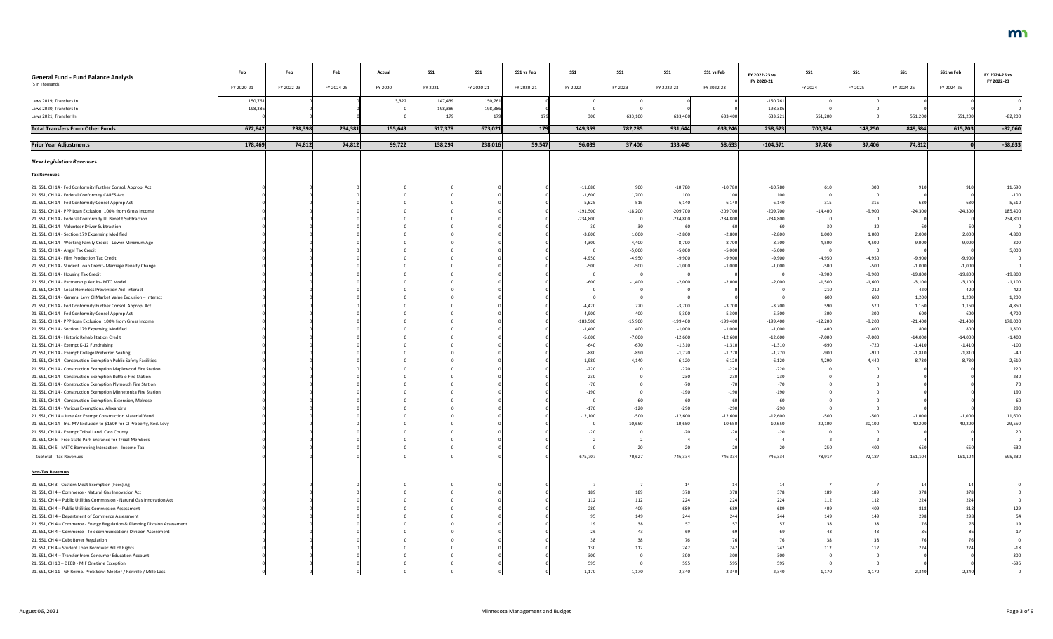| General Fund - Fund Balance Analysis<br>($ in Thousands) | Feb<br>FY 2020-21 | Feb<br>FY 2022-23 | Feb<br>FY 2024-25 | Actual<br>FY 2020 | SS1<br>FY 2021 | SS1<br>FY 2020-21 | SS1 vs Feb<br>FY 2020-21 | SS1<br>FY 2022 | SS1<br>FY 2023 | SS1<br>FY 2022-23 | SS1 vs Feb<br>FY 2022-23 | FY 2022-23 vs FY 2020-21 | SS1<br>FY 2024 | SS1<br>FY 2025 | SS1<br>FY 2024-25 | SS1 vs Feb<br>FY 2024-25 | FY 2024-25 vs FY 2022-23 |
|---|---|---|---|---|---|---|---|---|---|---|---|---|---|---|---|---|---|
| Laws 2019, Transfers In | 150,761 | 0 | 0 | 3,322 | 147,439 | 150,761 | 0 | 0 | 0 | 0 | 0 | -150,761 | 0 | 0 | 0 | 0 | 0 |
| Laws 2020, Transfers In | 198,386 | 0 | 0 | 0 | 198,386 | 198,386 | 0 | 0 | 0 | 0 | 0 | -198,386 | 0 | 0 | 0 | 0 | 0 |
| Laws 2021, Transfer In | 0 | 0 | 0 | 0 | 179 | 179 | 179 | 300 | 633,100 | 633,400 | 633,400 | 633,221 | 551,200 | 0 | 551,200 | 551,200 | -82,200 |
| **Total Transfers From Other Funds** | **672,842** | **298,398** | **234,381** | **155,643** | **517,378** | **673,021** | **179** | **149,359** | **782,285** | **931,644** | **633,246** | **258,623** | **700,334** | **149,250** | **849,584** | **615,203** | **-82,060** |
| **Prior Year Adjustments** | **178,469** | **74,812** | **74,812** | **99,722** | **138,294** | **238,016** | **59,547** | **96,039** | **37,406** | **133,445** | **58,633** | **-104,571** | **37,406** | **37,406** | **74,812** | **0** | **-58,633** |
| ***New Legislation Revenues*** | | | | | | | | | | | | | | | | | |
| **Tax Revenues** | | | | | | | | | | | | | | | | | |
| 21, SS1, CH 14 - Fed Conformity Further Consol. Approp. Act | 0 | 0 | 0 | 0 | 0 | 0 | 0 | -11,680 | 900 | -10,780 | -10,780 | -10,780 | 610 | 300 | 910 | 910 | 11,690 |
| 21, SS1, CH 14 - Federal Conformity CARES Act | 0 | 0 | 0 | 0 | 0 | 0 | 0 | -1,600 | 1,700 | 100 | 100 | 100 | 0 | 0 | 0 | 0 | -100 |
| 21, SS1, CH 14 - Fed Conformity Consol Approp Act | 0 | 0 | 0 | 0 | 0 | 0 | 0 | -5,625 | -515 | -6,140 | -6,140 | -6,140 | -315 | -315 | -630 | -630 | 5,510 |
| 21, SS1, CH 14 - PPP Loan Exclusion, 100% from Gross Income | 0 | 0 | 0 | 0 | 0 | 0 | 0 | -191,500 | -18,200 | -209,700 | -209,700 | -209,700 | -14,400 | -9,900 | -24,300 | -24,300 | 185,400 |
| 21, SS1, CH 14 - Federal Conformity UI Benefit Subtraction | 0 | 0 | 0 | 0 | 0 | 0 | 0 | -234,800 | 0 | -234,800 | -234,800 | -234,800 | 0 | 0 | 0 | 0 | 234,800 |
| 21, SS1, CH 14 - Volunteer Driver Subtraction | 0 | 0 | 0 | 0 | 0 | 0 | 0 | -30 | -30 | -60 | -60 | -60 | -30 | -30 | -60 | -60 | 0 |
| 21, SS1, CH 14 - Section 179 Expensing Modified | 0 | 0 | 0 | 0 | 0 | 0 | 0 | -3,800 | 1,000 | -2,800 | -2,800 | -2,800 | 1,000 | 1,000 | 2,000 | 2,000 | 4,800 |
| 21, SS1, CH 14 - Working Family Credit - Lower Minimum Age | 0 | 0 | 0 | 0 | 0 | 0 | 0 | -4,300 | -4,400 | -8,700 | -8,700 | -8,700 | -4,500 | -4,500 | -9,000 | -9,000 | -300 |
| 21, SS1, CH 14 - Angel Tax Credit | 0 | 0 | 0 | 0 | 0 | 0 | 0 | 0 | -5,000 | -5,000 | -5,000 | -5,000 | 0 | 0 | 0 | 0 | 5,000 |
| 21, SS1, CH 14 - Film Production Tax Credit | 0 | 0 | 0 | 0 | 0 | 0 | 0 | -4,950 | -4,950 | -9,900 | -9,900 | -9,900 | -4,950 | -4,950 | -9,900 | -9,900 | 0 |
| 21, SS1, CH 14 - Student Loan Credit- Marriage Penalty Change | 0 | 0 | 0 | 0 | 0 | 0 | 0 | -500 | -500 | -1,000 | -1,000 | -1,000 | -500 | -500 | -1,000 | -1,000 | 0 |
| 21, SS1, CH 14 - Housing Tax Credit | 0 | 0 | 0 | 0 | 0 | 0 | 0 | 0 | 0 | 0 | 0 | 0 | -9,900 | -9,900 | -19,800 | -19,800 | -19,800 |
| 21, SS1, CH 14 - Partnership Audits- MTC Model | 0 | 0 | 0 | 0 | 0 | 0 | 0 | -600 | -1,400 | -2,000 | -2,000 | -2,000 | -1,500 | -1,600 | -3,100 | -3,100 | -1,100 |
| 21, SS1, CH 14 - Local Homeless Prevention Aid- Interact | 0 | 0 | 0 | 0 | 0 | 0 | 0 | 0 | 0 | 0 | 0 | 0 | 210 | 210 | 420 | 420 | 420 |
| 21, SS1, CH 14 - General Levy CI Market Value Exclusion – Interact | 0 | 0 | 0 | 0 | 0 | 0 | 0 | 0 | 0 | 0 | 0 | 0 | 600 | 600 | 1,200 | 1,200 | 1,200 |
| 21, SS1, CH 14 - Fed Conformity Further Consol. Approp. Act | 0 | 0 | 0 | 0 | 0 | 0 | 0 | -4,420 | 720 | -3,700 | -3,700 | -3,700 | 590 | 570 | 1,160 | 1,160 | 4,860 |
| 21, SS1, CH 14 - Fed Conformity Consol Approp Act | 0 | 0 | 0 | 0 | 0 | 0 | 0 | -4,900 | -400 | -5,300 | -5,300 | -5,300 | -300 | -300 | -600 | -600 | 4,700 |
| 21, SS1, CH 14 - PPP Loan Exclusion, 100% from Gross Income | 0 | 0 | 0 | 0 | 0 | 0 | 0 | -183,500 | -15,900 | -199,400 | -199,400 | -199,400 | -12,200 | -9,200 | -21,400 | -21,400 | 178,000 |
| 21, SS1, CH 14 - Section 179 Expensing Modified | 0 | 0 | 0 | 0 | 0 | 0 | 0 | -1,400 | 400 | -1,000 | -1,000 | -1,000 | 400 | 400 | 800 | 800 | 1,800 |
| 21, SS1, CH 14 - Historic Rehabilitation Credit | 0 | 0 | 0 | 0 | 0 | 0 | 0 | -5,600 | -7,000 | -12,600 | -12,600 | -12,600 | -7,000 | -7,000 | -14,000 | -14,000 | -1,400 |
| 21, SS1, CH 14 - Exempt K-12 Fundraising | 0 | 0 | 0 | 0 | 0 | 0 | 0 | -640 | -670 | -1,310 | -1,310 | -1,310 | -690 | -720 | -1,410 | -1,410 | -100 |
| 21, SS1, CH 14 - Exempt College Preferred Seating | 0 | 0 | 0 | 0 | 0 | 0 | 0 | -880 | -890 | -1,770 | -1,770 | -1,770 | -900 | -910 | -1,810 | -1,810 | -40 |
| 21, SS1, CH 14 - Construction Exemption Public Safety Facilities | 0 | 0 | 0 | 0 | 0 | 0 | 0 | -1,980 | -4,140 | -6,120 | -6,120 | -6,120 | -4,290 | -4,440 | -8,730 | -8,730 | -2,610 |
| 21, SS1, CH 14 - Construction Exemption Maplewood Fire Station | 0 | 0 | 0 | 0 | 0 | 0 | 0 | -220 | 0 | -220 | -220 | -220 | 0 | 0 | 0 | 0 | 220 |
| 21, SS1, CH 14 - Construction Exemption Buffalo Fire Station | 0 | 0 | 0 | 0 | 0 | 0 | 0 | -230 | 0 | -230 | -230 | -230 | 0 | 0 | 0 | 0 | 230 |
| 21, SS1, CH 14 - Construction Exemption Plymouth Fire Station | 0 | 0 | 0 | 0 | 0 | 0 | 0 | -70 | 0 | -70 | -70 | -70 | 0 | 0 | 0 | 0 | 70 |
| 21, SS1, CH 14 - Construction Exemption Minnetonka Fire Station | 0 | 0 | 0 | 0 | 0 | 0 | 0 | -190 | 0 | -190 | -190 | -190 | 0 | 0 | 0 | 0 | 190 |
| 21, SS1, CH 14 - Construction Exemption, Extension, Melrose | 0 | 0 | 0 | 0 | 0 | 0 | 0 | 0 | -60 | -60 | -60 | -60 | 0 | 0 | 0 | 0 | 60 |
| 21, SS1, CH 14 - Various Exemptions, Alexandria | 0 | 0 | 0 | 0 | 0 | 0 | 0 | -170 | -120 | -290 | -290 | -290 | 0 | 0 | 0 | 0 | 290 |
| 21, SS1, CH 14 – June Acc Exempt Construction Material Vend. | 0 | 0 | 0 | 0 | 0 | 0 | 0 | -12,100 | -500 | -12,600 | -12,600 | -12,600 | -500 | -500 | -1,000 | -1,000 | 11,600 |
| 21, SS1, CH 14 - Inc. MV Exclusion to $150K for CI Property, Red. Levy | 0 | 0 | 0 | 0 | 0 | 0 | 0 | 0 | -10,650 | -10,650 | -10,650 | -10,650 | -20,100 | -20,100 | -40,200 | -40,200 | -29,550 |
| 21, SS1, CH 14 - Exempt Tribal Land, Cass County | 0 | 0 | 0 | 0 | 0 | 0 | 0 | -20 | 0 | -20 | -20 | -20 | 0 | 0 | 0 | 0 | 20 |
| 21, SS1, CH 6 - Free State Park Entrance for Tribal Members | 0 | 0 | 0 | 0 | 0 | 0 | 0 | -2 | -2 | -4 | -4 | -4 | -2 | -2 | -4 | -4 | 0 |
| 21, SS1, CH 5 - METC Borrowing Interaction - Income Tax | 0 | 0 | 0 | 0 | 0 | 0 | 0 | 0 | -20 | -20 | -20 | -20 | -250 | -400 | -650 | -650 | -630 |
| Subtotal - Tax Revenues | 0 | 0 | 0 | 0 | 0 | 0 | 0 | -675,707 | -70,627 | -746,334 | -746,334 | -746,334 | -78,917 | -72,187 | -151,104 | -151,104 | 595,230 |
| **Non-Tax Revenues** | | | | | | | | | | | | | | | | | |
| 21, SS1, CH 3 - Custom Meat Exemption (Fees) Ag | 0 | 0 | 0 | 0 | 0 | 0 | 0 | -7 | -7 | -14 | -14 | -14 | -7 | -7 | -14 | -14 | 0 |
| 21, SS1, CH 4 -- Commerce - Natural Gas Innovation Act | 0 | 0 | 0 | 0 | 0 | 0 | 0 | 189 | 189 | 378 | 378 | 378 | 189 | 189 | 378 | 378 | 0 |
| 21, SS1, CH 4 -- Public Utilities Commission - Natural Gas Innovation Act | 0 | 0 | 0 | 0 | 0 | 0 | 0 | 112 | 112 | 224 | 224 | 224 | 112 | 112 | 224 | 224 | 0 |
| 21, SS1, CH 4 -- Public Utilities Commission Assessment | 0 | 0 | 0 | 0 | 0 | 0 | 0 | 280 | 409 | 689 | 689 | 689 | 409 | 409 | 818 | 818 | 129 |
| 21, SS1, CH 4 -- Department of Commerce Assessment | 0 | 0 | 0 | 0 | 0 | 0 | 0 | 95 | 149 | 244 | 244 | 244 | 149 | 149 | 298 | 298 | 54 |
| 21, SS1, CH 4 -- Commerce - Energy Regulation & Planning Division Assessment | 0 | 0 | 0 | 0 | 0 | 0 | 0 | 19 | 38 | 57 | 57 | 57 | 38 | 38 | 76 | 76 | 19 |
| 21, SS1, CH 4 -- Commerce - Telecommunications Division Assessment | 0 | 0 | 0 | 0 | 0 | 0 | 0 | 26 | 43 | 69 | 69 | 69 | 43 | 43 | 86 | 86 | 17 |
| 21, SS1, CH 4 -- Debt Buyer Regulation | 0 | 0 | 0 | 0 | 0 | 0 | 0 | 38 | 38 | 76 | 76 | 76 | 38 | 38 | 76 | 76 | 0 |
| 21, SS1, CH 4 -- Student Loan Borrower Bill of Rights | 0 | 0 | 0 | 0 | 0 | 0 | 0 | 130 | 112 | 242 | 242 | 242 | 112 | 112 | 224 | 224 | -18 |
| 21, SS1, CH 4 -- Transfer from Consumer Education Account | 0 | 0 | 0 | 0 | 0 | 0 | 0 | 300 | 0 | 300 | 300 | 300 | 0 | 0 | 0 | 0 | -300 |
| 21, SS1, CH 10 -- DEED - MIF Onetime Exception | 0 | 0 | 0 | 0 | 0 | 0 | 0 | 595 | 0 | 595 | 595 | 595 | 0 | 0 | 0 | 0 | -595 |
| 21, SS1, CH 11 - GF Reimb. Prob Serv: Meeker / Renville / Mille Lacs | 0 | 0 | 0 | 0 | 0 | 0 | 0 | 1,170 | 1,170 | 2,340 | 2,340 | 2,340 | 1,170 | 1,170 | 2,340 | 2,340 | 0 |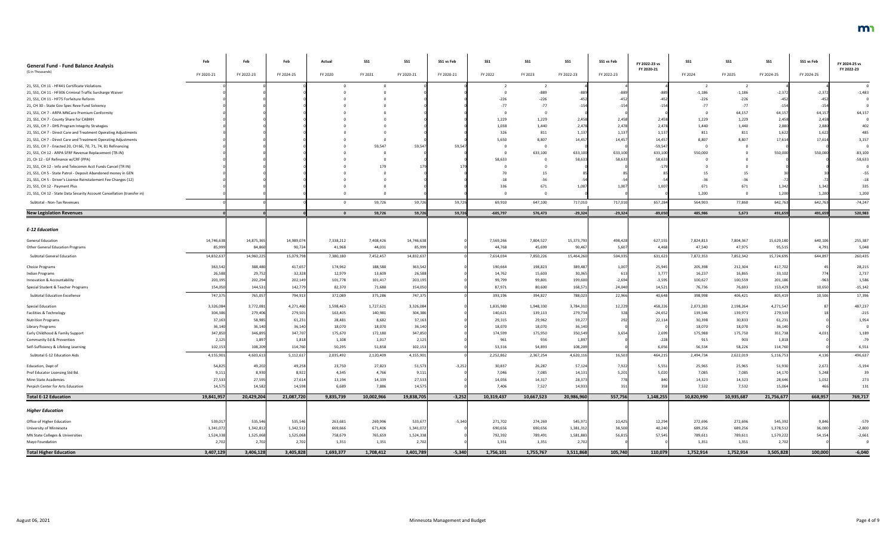| General Fund - Fund Balance Analysis ($ in Thousands) | Feb FY 2020-21 | Feb FY 2022-23 | Feb FY 2024-25 | Actual FY 2020 | SS1 FY 2021 | SS1 FY 2020-21 | SS1 vs Feb FY 2020-21 | SS1 FY 2022 | SS1 FY 2023 | SS1 FY 2022-23 | SS1 vs Feb FY 2022-23 | FY 2022-23 vs FY 2020-21 | SS1 FY 2024 | SS1 FY 2025 | SS1 FY 2024-25 | SS1 vs Feb FY 2024-25 | FY 2024-25 vs FY 2022-23 |
|---|---|---|---|---|---|---|---|---|---|---|---|---|---|---|---|---|---|
| 21, SS1, CH 11 - HF441 Certificate Violations | 0 | 0 | 0 | 0 | 0 | 0 | 0 | 2 | 2 | 4 | 4 | 4 | 2 | 2 | 4 | 4 | 0 |
| 21, SS1, CH 11 - HF306 Criminal Traffic Surcharge Waiver | 0 | 0 | 0 | 0 | 0 | 0 | 0 | 0 | -889 | -889 | -889 | -889 | -1,186 | -1,186 | -2,372 | -2,372 | -1,483 |
| 21, SS1, CH 11 - HF75 Forfeiture Reform | 0 | 0 | 0 | 0 | 0 | 0 | 0 | -226 | -226 | -452 | -452 | -452 | -226 | -226 | -452 | -452 | 0 |
| 21, CH 30 - State Gov Spec Reve Fund Solvency | 0 | 0 | 0 | 0 | 0 | 0 | 0 | -77 | -77 | -154 | -154 | -154 | -77 | -77 | -154 | -154 | 0 |
| 21, SS1, CH 7 - ARPA MNCare Premium Conformity | 0 | 0 | 0 | 0 | 0 | 0 | 0 | 0 | 0 | 0 | 0 | 0 | 0 | 64,157 | 64,157 | 64,157 | 64,157 |
| 21, SS1, CH 7 - County Share for CABHH | 0 | 0 | 0 | 0 | 0 | 0 | 0 | 1,229 | 1,229 | 2,458 | 2,458 | 2,458 | 1,229 | 1,229 | 2,458 | 2,458 | 0 |
| 21, SS1, CH 7 - DHS Program Integrity Strategies | 0 | 0 | 0 | 0 | 0 | 0 | 0 | 1,038 | 1,440 | 2,478 | 2,478 | 2,478 | 1,440 | 1,440 | 2,880 | 2,880 | 402 |
| 21, SS1, CH 7 - Direct Care and Treatment Operating Adjustments | 0 | 0 | 0 | 0 | 0 | 0 | 0 | 326 | 811 | 1,137 | 1,137 | 1,137 | 811 | 811 | 1,622 | 1,622 | 485 |
| 21, SS1, CH 7 - Direct Care and Treatment Operating Adjustments | 0 | 0 | 0 | 0 | 0 | 0 | 0 | 5,650 | 8,807 | 14,457 | 14,457 | 14,457 | 8,807 | 8,807 | 17,614 | 17,614 | 3,157 |
| 21, SS1, CH 7 - Enacted 20, CH 66, 70, 71, 74, 81 Refinancing | 0 | 0 | 0 | 0 | 59,547 | 59,547 | 59,547 | 0 | 0 | 0 | 0 | -59,547 | 0 | 0 | 0 | 0 | 0 |
| 21, SS1, CH 12 - ARPA SFRF Revenue Replacement (TR-IN) | 0 | 0 | 0 | 0 | 0 | 0 | 0 | 0 | 633,100 | 633,100 | 633,100 | 633,100 | 550,000 | 0 | 550,000 | 550,000 | -83,100 |
| 21, Ch 12 - GF Refinance w/CRF (PPA) | 0 | 0 | 0 | 0 | 0 | 0 | 0 | 58,633 | 0 | 58,633 | 58,633 | 58,633 | 0 | 0 | 0 | 0 | -58,633 |
| 21, SS1, CH 12 - Info and Telecomm Acct Funds Cancel (TR IN) | 0 | 0 | 0 | 0 | 179 | 179 | 179 | 0 | 0 | 0 | 0 | -179 | 0 | 0 | 0 | 0 | 0 |
| 21, SS1, CH 5 - State Patrol - Deposit Abandoned money in GEN | 0 | 0 | 0 | 0 | 0 | 0 | 0 | 70 | 15 | 85 | 85 | 85 | 15 | 15 | 30 | 30 | -55 |
| 21, SS1, CH 5 - Driver's License Reinstatement Fee Changes (12) | 0 | 0 | 0 | 0 | 0 | 0 | 0 | -18 | -36 | -54 | -54 | -54 | -36 | -36 | -72 | -72 | -18 |
| 21, SS1, CH 12 - Payment Plus | 0 | 0 | 0 | 0 | 0 | 0 | 0 | 336 | 671 | 1,007 | 1,007 | 1,007 | 671 | 671 | 1,342 | 1,342 | 335 |
| 21, SS1, CH 12 - State Data Security Account Cancellation (transfer in) | 0 | 0 | 0 | 0 | 0 | 0 | 0 | 0 | 0 | 0 | 0 | 0 | 1,200 | 0 | 1,200 | 1,200 | 1,200 |
| Subtotal - Non-Tax Revenues | 0 | 0 | 0 | 0 | 59,726 | 59,726 | 59,726 | 69,910 | 647,100 | 717,010 | 717,010 | 657,284 | 564,903 | 77,860 | 642,763 | 642,763 | -74,247 |
| **New Legislation Revenues** | **0** | **0** | **0** | **0** | **59,726** | **59,726** | **59,726** | **-605,797** | **576,473** | **-29,324** | **-29,324** | **-89,050** | **485,986** | **5,673** | **491,659** | **491,659** | **520,983** |
| ***E-12 Education*** | | | | | | | | | | | | | | | | | |
| General Education | 14,746,638 | 14,875,365 | 14,989,074 | 7,338,212 | 7,408,426 | 14,746,638 | 0 | 7,569,266 | 7,804,527 | 15,373,793 | 498,428 | 627,155 | 7,824,813 | 7,804,367 | 15,629,180 | 640,106 | 255,387 |
| Other General Education Programs | 85,999 | 84,860 | 90,724 | 41,968 | 44,031 | 85,999 | 0 | 44,768 | 45,699 | 90,467 | 5,607 | 4,468 | 47,540 | 47,975 | 95,515 | 4,791 | 5,048 |
| Subtotal General Education | 14,832,637 | 14,960,225 | 15,079,798 | 7,380,180 | 7,452,457 | 14,832,637 | 0 | 7,614,034 | 7,850,226 | 15,464,260 | 504,035 | 631,623 | 7,872,353 | 7,852,342 | 15,724,695 | 644,897 | 260,435 |
| Choice Programs | 363,542 | 388,480 | 417,657 | 174,962 | 188,580 | 363,542 | 0 | 190,664 | 198,823 | 389,487 | 1,007 | 25,945 | 205,398 | 212,304 | 417,702 | 45 | 28,215 |
| Indian Programs | 26,588 | 29,752 | 32,328 | 12,979 | 13,609 | 26,588 | 0 | 14,762 | 15,603 | 30,365 | 613 | 3,777 | 16,237 | 16,865 | 33,102 | 774 | 2,737 |
| Innovation & Accountability | 203,195 | 202,294 | 202,149 | 101,778 | 101,417 | 203,195 | 0 | 99,799 | 99,801 | 199,600 | -2,694 | -3,595 | 100,627 | 100,559 | 201,186 | -963 | 1,586 |
| Special Student & Teacher Programs | 154,050 | 144,531 | 142,779 | 82,370 | 71,680 | 154,050 | 0 | 87,971 | 80,600 | 168,571 | 24,040 | 14,521 | 76,736 | 76,693 | 153,429 | 10,650 | -15,142 |
| Subtotal Education Excellence | 747,375 | 765,057 | 794,913 | 372,089 | 375,286 | 747,375 | 0 | 393,196 | 394,827 | 788,023 | 22,966 | 40,648 | 398,998 | 406,421 | 805,419 | 10,506 | 17,396 |
| Special Education | 3,326,084 | 3,772,081 | 4,271,460 | 1,598,463 | 1,727,621 | 3,326,084 | 0 | 1,835,980 | 1,948,330 | 3,784,310 | 12,229 | 458,226 | 2,073,283 | 2,198,264 | 4,271,547 | 87 | 487,237 |
| Facilities & Technology | 304,386 | 279,406 | 279,501 | 163,405 | 140,981 | 304,386 | 0 | 140,621 | 139,113 | 279,734 | 328 | -24,652 | 139,546 | 139,973 | 279,519 | 18 | -215 |
| Nutrition Programs | 37,163 | 58,985 | 61,231 | 28,481 | 8,682 | 37,163 | 0 | 29,315 | 29,962 | 59,277 | 292 | 22,114 | 30,398 | 30,833 | 61,231 | 0 | 1,954 |
| Library Programs | 36,140 | 36,140 | 36,140 | 18,070 | 18,070 | 36,140 | 0 | 18,070 | 18,070 | 36,140 | 0 | 0 | 18,070 | 18,070 | 36,140 | 0 | 0 |
| Early Childhood & Family Support | 347,850 | 346,895 | 347,707 | 175,670 | 172,180 | 347,850 | 0 | 174,599 | 175,950 | 350,549 | 3,654 | 2,699 | 175,988 | 175,750 | 351,738 | 4,031 | 1,189 |
| Community Ed & Prevention | 2,125 | 1,897 | 1,818 | 1,108 | 1,017 | 2,125 | 0 | 961 | 936 | 1,897 | 0 | -228 | 915 | 903 | 1,818 | 0 | -79 |
| Self-Sufficiency & Lifelong Learning | 102,153 | 108,209 | 114,760 | 50,295 | 51,858 | 102,153 | 0 | 53,316 | 54,893 | 108,209 | 0 | 6,056 | 56,534 | 58,226 | 114,760 | 0 | 6,551 |
| Subtotal E-12 Education Aids | 4,155,901 | 4,603,613 | 5,112,617 | 2,035,492 | 2,120,409 | 4,155,901 | 0 | 2,252,862 | 2,367,254 | 4,620,116 | 16,503 | 464,215 | 2,494,734 | 2,622,019 | 5,116,753 | 4,136 | 496,637 |
| Education, Dept of | 54,825 | 49,202 | 49,258 | 23,750 | 27,823 | 51,573 | -3,252 | 30,837 | 26,287 | 57,124 | 7,922 | 5,551 | 25,965 | 25,965 | 51,930 | 2,672 | -5,194 |
| Prof Educator Licensing Std Bd. | 9,111 | 8,930 | 8,922 | 4,345 | 4,766 | 9,111 | 0 | 7,046 | 7,085 | 14,131 | 5,201 | 5,020 | 7,085 | 7,085 | 14,170 | 5,248 | 39 |
| Minn State Academies | 27,533 | 27,595 | 27,614 | 13,194 | 14,339 | 27,533 | 0 | 14,056 | 14,317 | 28,373 | 778 | 840 | 14,323 | 14,323 | 28,646 | 1,032 | 273 |
| Perpich Center for Arts Education | 14,575 | 14,582 | 14,598 | 6,689 | 7,886 | 14,575 | 0 | 7,406 | 7,527 | 14,933 | 351 | 358 | 7,532 | 7,532 | 15,064 | 466 | 131 |
| **Total E-12 Education** | **19,841,957** | **20,429,204** | **21,087,720** | **9,835,739** | **10,002,966** | **19,838,705** | **-3,252** | **10,319,437** | **10,667,523** | **20,986,960** | **557,756** | **1,148,255** | **10,820,990** | **10,935,687** | **21,756,677** | **668,957** | **769,717** |
| ***Higher Education*** | | | | | | | | | | | | | | | | | |
| Office of Higher Education | 539,017 | 535,546 | 535,546 | 263,681 | 269,996 | 533,677 | -5,340 | 271,702 | 274,269 | 545,971 | 10,425 | 12,294 | 272,696 | 272,696 | 545,392 | 9,846 | -579 |
| University of Minnesota | 1,341,072 | 1,342,812 | 1,342,512 | 669,666 | 671,406 | 1,341,072 | 0 | 690,656 | 690,656 | 1,381,312 | 38,500 | 40,240 | 689,256 | 689,256 | 1,378,512 | 36,000 | -2,800 |
| MN State Colleges & Universities | 1,524,338 | 1,525,068 | 1,525,068 | 758,679 | 765,659 | 1,524,338 | 0 | 792,392 | 789,491 | 1,581,883 | 56,815 | 57,545 | 789,611 | 789,611 | 1,579,222 | 54,154 | -2,661 |
| Mayo Foundation | 2,702 | 2,702 | 2,702 | 1,351 | 1,351 | 2,702 | 0 | 1,351 | 1,351 | 2,702 | 0 | 0 | 1,351 | 1,351 | 2,702 | 0 | 0 |
| **Total Higher Education** | **3,407,129** | **3,406,128** | **3,405,828** | **1,693,377** | **1,708,412** | **3,401,789** | **-5,340** | **1,756,101** | **1,755,767** | **3,511,868** | **105,740** | **110,079** | **1,752,914** | **1,752,914** | **3,505,828** | **100,000** | **-6,040** |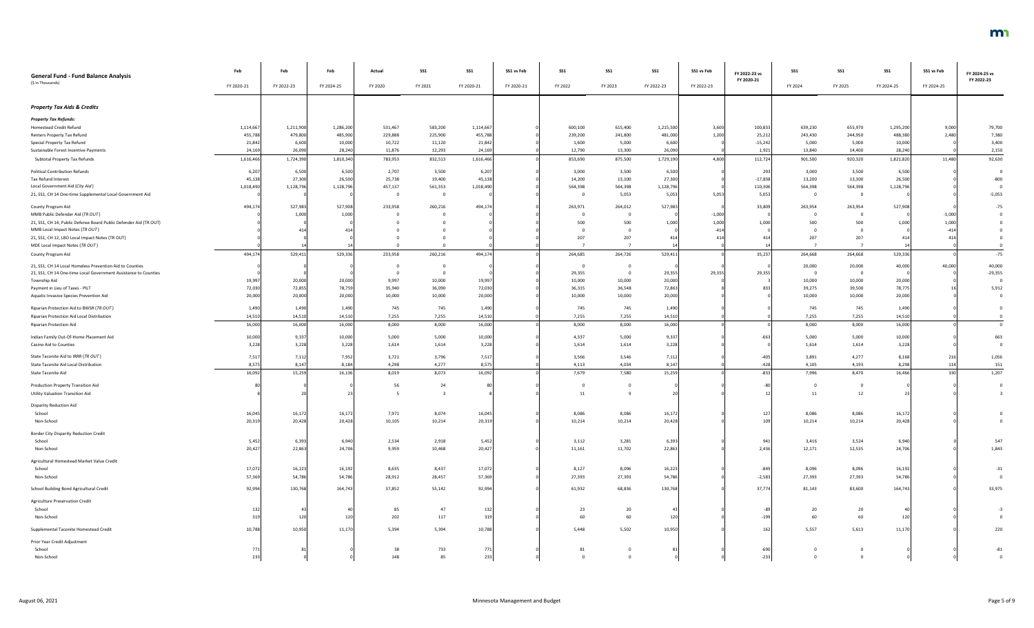## General Fund - Fund Balance Analysis

($ in Thousands)

| | Feb | Feb | Feb | Actual | SS1 | SS1 | SS1 vs Feb | SS1 | SS1 | SS1 | SS1 vs Feb | FY 2022-23 vs FY 2020-21 | SS1 | SS1 | SS1 | SS1 vs Feb | FY 2024-25 vs FY 2022-23 |
|---|---|---|---|---|---|---|---|---|---|---|---|---|---|---|---|---|---|
| | FY 2020-21 | FY 2022-23 | FY 2024-25 | FY 2020 | FY 2021 | FY 2020-21 | FY 2020-21 | FY 2022 | FY 2023 | FY 2022-23 | FY 2022-23 | | FY 2024 | FY 2025 | FY 2024-25 | FY 2024-25 | |
| ***Property Tax Aids & Credits*** | | | | | | | | | | | | | | | | | |
| ***Property Tax Refunds:*** | | | | | | | | | | | | | | | | | |
| Homestead Credit Refund | 1,114,667 | 1,211,900 | 1,286,200 | 531,467 | 583,200 | 1,114,667 | 0 | 600,100 | 615,400 | 1,215,500 | 3,600 | 100,833 | 639,230 | 655,970 | 1,295,200 | 9,000 | 79,700 |
| Renters Property Tax Refund | 455,788 | 479,800 | 485,900 | 229,888 | 225,900 | 455,788 | 0 | 239,200 | 241,800 | 481,000 | 1,200 | 25,212 | 243,430 | 244,950 | 488,380 | 2,480 | 7,380 |
| Special Property Tax Refund | 21,842 | 6,600 | 10,000 | 10,722 | 11,120 | 21,842 | 0 | 1,600 | 5,000 | 6,600 | 0 | -15,242 | 5,000 | 5,000 | 10,000 | 0 | 3,400 |
| Sustainable Forest Incentive Payments | 24,169 | 26,090 | 28,240 | 11,876 | 12,293 | 24,169 | 0 | 12,790 | 13,300 | 26,090 | 0 | 1,921 | 13,840 | 14,400 | 28,240 | 0 | 2,150 |
| Subtotal Property Tax Refunds | 1,616,466 | 1,724,390 | 1,810,340 | 783,953 | 832,513 | 1,616,466 | 0 | 853,690 | 875,500 | 1,729,190 | 4,800 | 112,724 | 901,500 | 920,320 | 1,821,820 | 11,480 | 92,630 |
| Political Contribution Refunds | 6,207 | 6,500 | 6,500 | 2,707 | 3,500 | 6,207 | 0 | 3,000 | 3,500 | 6,500 | 0 | 293 | 3,000 | 3,500 | 6,500 | 0 | 0 |
| Tax Refund Interest | 45,138 | 27,300 | 26,500 | 25,738 | 19,400 | 45,138 | 0 | 14,200 | 13,100 | 27,300 | 0 | -17,838 | 13,200 | 13,300 | 26,500 | 0 | -800 |
| Local Government Aid (*City Aid*) | 1,018,490 | 1,128,796 | 1,128,796 | 457,137 | 561,353 | 1,018,490 | 0 | 564,398 | 564,398 | 1,128,796 | 0 | 110,306 | 564,398 | 564,398 | 1,128,796 | 0 | 0 |
| 21, SS1, CH 14 One-time Supplemental Local Government Aid | 0 | 0 | 0 | 0 | 0 | 0 | 0 | 0 | 5,053 | 5,053 | 5,053 | 5,053 | 0 | 0 | 0 | 0 | -5,053 |
| County Program Aid | 494,174 | 527,983 | 527,908 | 233,958 | 260,216 | 494,174 | 0 | 263,971 | 264,012 | 527,983 | 0 | 33,809 | 263,954 | 263,954 | 527,908 | 0 | -75 |
| MMB Public Defender Aid (*TR OUT*) | 0 | 1,000 | 1,000 | 0 | 0 | 0 | 0 | 0 | 0 | 0 | -1,000 | 0 | 0 | 0 | 0 | -1,000 | 0 |
| 21, SS1, CH 14, Public Defense Board Public Defender Aid (TR OUT) | 0 | 0 | 0 | 0 | 0 | 0 | 0 | 500 | 500 | 1,000 | 1,000 | 1,000 | 500 | 500 | 1,000 | 1,000 | 0 |
| MMB Local Impact Notes (*TR OUT*) | 0 | 414 | 414 | 0 | 0 | 0 | 0 | 0 | 0 | 0 | -414 | 0 | 0 | 0 | 0 | -414 | 0 |
| 21, SS1, CH 12, LBO Local Impact Notes (TR OUT) | 0 | 0 | 0 | 0 | 0 | 0 | 0 | 207 | 207 | 414 | 414 | 414 | 207 | 207 | 414 | 414 | 0 |
| MDE Local Impact Notes (*TR OUT*) | 0 | 14 | 14 | 0 | 0 | 0 | 0 | 7 | 7 | 14 | 0 | 14 | 7 | 7 | 14 | 0 | 0 |
| County Program Aid | 494,174 | 529,411 | 529,336 | 233,958 | 260,216 | 494,174 | 0 | 264,685 | 264,726 | 529,411 | 0 | 35,237 | 264,668 | 264,668 | 529,336 | 0 | -75 |
| 21, SS1, CH 14 Local Homeless Prevention Aid to Counties | 0 | 0 | 0 | 0 | 0 | 0 | 0 | 0 | 0 | 0 | 0 | 0 | 20,000 | 20,000 | 40,000 | 40,000 | 40,000 |
| 21, SS1, CH 14 One-time Local Government Assistance to Counties | 0 | 0 | 0 | 0 | 0 | 0 | 0 | 29,355 | 0 | 29,355 | 29,355 | 29,355 | 0 | 0 | 0 | 0 | -29,355 |
| Township Aid | 19,997 | 20,000 | 20,000 | 9,997 | 10,000 | 19,997 | 0 | 10,000 | 10,000 | 20,000 | 0 | 3 | 10,000 | 10,000 | 20,000 | 0 | 0 |
| Payment in Lieu of Taxes - PILT | 72,030 | 72,855 | 78,759 | 35,940 | 36,090 | 72,030 | 0 | 36,315 | 36,548 | 72,863 | 8 | 833 | 39,275 | 39,500 | 78,775 | 16 | 5,912 |
| Aquatic Invasive Species Prevention Aid | 20,000 | 20,000 | 20,000 | 10,000 | 10,000 | 20,000 | 0 | 10,000 | 10,000 | 20,000 | 0 | 0 | 10,000 | 10,000 | 20,000 | 0 | 0 |
| Riparian Protection Aid to BWSR (*TR OUT*) | 1,490 | 1,490 | 1,490 | 745 | 745 | 1,490 | 0 | 745 | 745 | 1,490 | 0 | 0 | 745 | 745 | 1,490 | 0 | 0 |
| Riparian Protection Aid Local Distribution | 14,510 | 14,510 | 14,510 | 7,255 | 7,255 | 14,510 | 0 | 7,255 | 7,255 | 14,510 | 0 | 0 | 7,255 | 7,255 | 14,510 | 0 | 0 |
| Riparian Protection Aid | 16,000 | 16,000 | 16,000 | 8,000 | 8,000 | 16,000 | 0 | 8,000 | 8,000 | 16,000 | 0 | 0 | 8,000 | 8,000 | 16,000 | 0 | 0 |
| Indian Family Out-Of-Home Placement Aid | 10,000 | 9,337 | 10,000 | 5,000 | 5,000 | 10,000 | 0 | 4,337 | 5,000 | 9,337 | 0 | -663 | 5,000 | 5,000 | 10,000 | 0 | 663 |
| Casino Aid to Counties | 3,228 | 3,228 | 3,228 | 1,614 | 1,614 | 3,228 | 0 | 1,614 | 1,614 | 3,228 | 0 | 0 | 1,614 | 1,614 | 3,228 | 0 | 0 |
| State Taconite Aid to IRRR (*TR OUT*) | 7,517 | 7,112 | 7,952 | 3,721 | 3,796 | 7,517 | 0 | 3,566 | 3,546 | 7,112 | 0 | -405 | 3,891 | 4,277 | 8,168 | 216 | 1,056 |
| State Taconite Aid Local Distribution | 8,575 | 8,147 | 8,184 | 4,298 | 4,277 | 8,575 | 0 | 4,113 | 4,034 | 8,147 | 0 | -428 | 4,105 | 4,193 | 8,298 | 114 | 151 |
| State Taconite Aid | 16,092 | 15,259 | 16,136 | 8,019 | 8,073 | 16,092 | 0 | 7,679 | 7,580 | 15,259 | 0 | -833 | 7,996 | 8,470 | 16,466 | 330 | 1,207 |
| Production Property Transition Aid | 80 | 0 | 0 | 56 | 24 | 80 | 0 | 0 | 0 | 0 | 0 | -80 | 0 | 0 | 0 | 0 | 0 |
| Utility Valuation Transition Aid | 8 | 20 | 23 | 5 | 3 | 8 | 0 | 11 | 9 | 20 | 0 | 12 | 11 | 12 | 23 | 0 | 3 |
| Disparity Reduction Aid | | | | | | | | | | | | | | | | | |
| School | 16,045 | 16,172 | 16,172 | 7,971 | 8,074 | 16,045 | 0 | 8,086 | 8,086 | 16,172 | 0 | 127 | 8,086 | 8,086 | 16,172 | 0 | 0 |
| Non-School | 20,319 | 20,428 | 20,428 | 10,105 | 10,214 | 20,319 | 0 | 10,214 | 10,214 | 20,428 | 0 | 109 | 10,214 | 10,214 | 20,428 | 0 | 0 |
| Border City Disparity Reduction Credit | | | | | | | | | | | | | | | | | |
| School | 5,452 | 6,393 | 6,940 | 2,534 | 2,918 | 5,452 | 0 | 3,112 | 3,281 | 6,393 | 0 | 941 | 3,416 | 3,524 | 6,940 | 0 | 547 |
| Non-School | 20,427 | 22,863 | 24,706 | 9,959 | 10,468 | 20,427 | 0 | 11,161 | 11,702 | 22,863 | 0 | 2,436 | 12,171 | 12,535 | 24,706 | 0 | 1,843 |
| Agricultural Homestead Market Value Credit | | | | | | | | | | | | | | | | | |
| School | 17,072 | 16,223 | 16,192 | 8,635 | 8,437 | 17,072 | 0 | 8,127 | 8,096 | 16,223 | 0 | -849 | 8,096 | 8,096 | 16,192 | 0 | -31 |
| Non-School | 57,369 | 54,786 | 54,786 | 28,912 | 28,457 | 57,369 | 0 | 27,393 | 27,393 | 54,786 | 0 | -2,583 | 27,393 | 27,393 | 54,786 | 0 | 0 |
| School Building Bond Agricultural Credit | 92,994 | 130,768 | 164,743 | 37,852 | 55,142 | 92,994 | 0 | 61,932 | 68,836 | 130,768 | 0 | 37,774 | 81,143 | 83,600 | 164,743 | 0 | 33,975 |
| Agriculture Preservation Credit | | | | | | | | | | | | | | | | | |
| School | 132 | 43 | 40 | 85 | 47 | 132 | 0 | 23 | 20 | 43 | 0 | -89 | 20 | 20 | 40 | 0 | -3 |
| Non-School | 319 | 120 | 120 | 202 | 117 | 319 | 0 | 60 | 60 | 120 | 0 | -199 | 60 | 60 | 120 | 0 | 0 |
| Supplemental Taconite Homestead Credit | 10,788 | 10,950 | 11,170 | 5,394 | 5,394 | 10,788 | 0 | 5,448 | 5,502 | 10,950 | 0 | 162 | 5,557 | 5,613 | 11,170 | 0 | 220 |
| Prior Year Credit Adjustment | | | | | | | | | | | | | | | | | |
| School | 771 | 81 | 0 | 38 | 733 | 771 | 0 | 81 | 0 | 81 | 0 | -690 | 0 | 0 | 0 | 0 | -81 |
| Non-School | 233 | 0 | 0 | 148 | 85 | 233 | 0 | 0 | 0 | 0 | 0 | -233 | 0 | 0 | 0 | 0 | 0 |

August 06, 2021 — Minnesota Management and Budget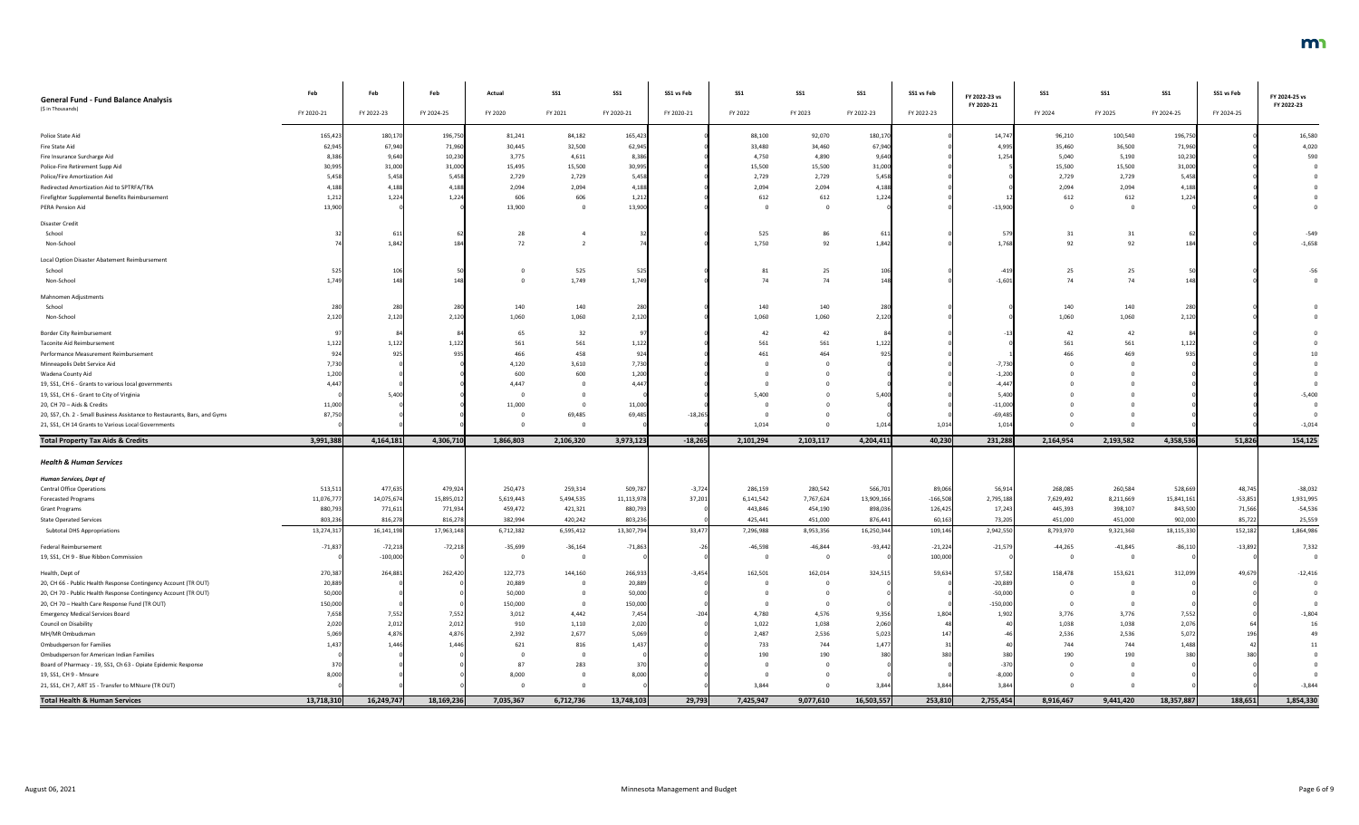| General Fund - Fund Balance Analysis<br>($ in Thousands) | Feb<br>FY 2020-21 | Feb<br>FY 2022-23 | Feb<br>FY 2024-25 | Actual<br>FY 2020 | SS1<br>FY 2021 | SS1<br>FY 2020-21 | SS1 vs Feb<br>FY 2020-21 | SS1<br>FY 2022 | SS1<br>FY 2023 | SS1<br>FY 2022-23 | SS1 vs Feb<br>FY 2022-23 | FY 2022-23 vs FY 2020-21 | SS1<br>FY 2024 | SS1<br>FY 2025 | SS1<br>FY 2024-25 | SS1 vs Feb<br>FY 2024-25 | FY 2024-25 vs FY 2022-23 |
|---|---|---|---|---|---|---|---|---|---|---|---|---|---|---|---|---|---|
| Police State Aid | 165,423 | 180,170 | 196,750 | 81,241 | 84,182 | 165,423 | 0 | 88,100 | 92,070 | 180,170 | 0 | 14,747 | 96,210 | 100,540 | 196,750 | 0 | 16,580 |
| Fire State Aid | 62,945 | 67,940 | 71,960 | 30,445 | 32,500 | 62,945 | 0 | 33,480 | 34,460 | 67,940 | 0 | 4,995 | 35,460 | 36,500 | 71,960 | 0 | 4,020 |
| Fire Insurance Surcharge Aid | 8,386 | 9,640 | 10,230 | 3,775 | 4,611 | 8,386 | 0 | 4,750 | 4,890 | 9,640 | 0 | 1,254 | 5,040 | 5,190 | 10,230 | 0 | 590 |
| Police-Fire Retirement Supp Aid | 30,995 | 31,000 | 31,000 | 15,495 | 15,500 | 30,995 | 0 | 15,500 | 15,500 | 31,000 | 0 | 5 | 15,500 | 15,500 | 31,000 | 0 | 0 |
| Police/Fire Amortization Aid | 5,458 | 5,458 | 5,458 | 2,729 | 2,729 | 5,458 | 0 | 2,729 | 2,729 | 5,458 | 0 | 0 | 2,729 | 2,729 | 5,458 | 0 | 0 |
| Redirected Amortization Aid to SPTRFA/TRA | 4,188 | 4,188 | 4,188 | 2,094 | 2,094 | 4,188 | 0 | 2,094 | 2,094 | 4,188 | 0 | 0 | 2,094 | 2,094 | 4,188 | 0 | 0 |
| Firefighter Supplemental Benefits Reimbursement | 1,212 | 1,224 | 1,224 | 606 | 606 | 1,212 | 0 | 612 | 612 | 1,224 | 0 | 12 | 612 | 612 | 1,224 | 0 | 0 |
| PERA Pension Aid | 13,900 | 0 | 0 | 13,900 | 0 | 13,900 | 0 | 0 | 0 | 0 | 0 | -13,900 | 0 | 0 | 0 | 0 | 0 |
| Disaster Credit | | | | | | | | | | | | | | | | | |
| School | 32 | 611 | 62 | 28 | 4 | 32 | 0 | 525 | 86 | 611 | 0 | 579 | 31 | 31 | 62 | 0 | -549 |
| Non-School | 74 | 1,842 | 184 | 72 | 2 | 74 | 0 | 1,750 | 92 | 1,842 | 0 | 1,768 | 92 | 92 | 184 | 0 | -1,658 |
| Local Option Disaster Abatement Reimbursement | | | | | | | | | | | | | | | | | |
| School | 525 | 106 | 50 | 0 | 525 | 525 | 0 | 81 | 25 | 106 | 0 | -419 | 25 | 25 | 50 | 0 | -56 |
| Non-School | 1,749 | 148 | 148 | 0 | 1,749 | 1,749 | 0 | 74 | 74 | 148 | 0 | -1,601 | 74 | 74 | 148 | 0 | 0 |
| Mahnomen Adjustments | | | | | | | | | | | | | | | | | |
| School | 280 | 280 | 280 | 140 | 140 | 280 | 0 | 140 | 140 | 280 | 0 | 0 | 140 | 140 | 280 | 0 | 0 |
| Non-School | 2,120 | 2,120 | 2,120 | 1,060 | 1,060 | 2,120 | 0 | 1,060 | 1,060 | 2,120 | 0 | 0 | 1,060 | 1,060 | 2,120 | 0 | 0 |
| Border City Reimbursement | 97 | 84 | 84 | 65 | 32 | 97 | 0 | 42 | 42 | 84 | 0 | -13 | 42 | 42 | 84 | 0 | 0 |
| Taconite Aid Reimbursement | 1,122 | 1,122 | 1,122 | 561 | 561 | 1,122 | 0 | 561 | 561 | 1,122 | 0 | 0 | 561 | 561 | 1,122 | 0 | 0 |
| Performance Measurement Reimbursement | 924 | 925 | 935 | 466 | 458 | 924 | 0 | 461 | 464 | 925 | 0 | 1 | 466 | 469 | 935 | 0 | 10 |
| Minneapolis Debt Service Aid | 7,730 | 0 | 0 | 4,120 | 3,610 | 7,730 | 0 | 0 | 0 | 0 | 0 | -7,730 | 0 | 0 | 0 | 0 | 0 |
| Wadena County Aid | 1,200 | 0 | 0 | 600 | 600 | 1,200 | 0 | 0 | 0 | 0 | 0 | -1,200 | 0 | 0 | 0 | 0 | 0 |
| 19, SS1, CH 6 - Grants to various local governments | 4,447 | 0 | 0 | 4,447 | 0 | 4,447 | 0 | 0 | 0 | 0 | 0 | -4,447 | 0 | 0 | 0 | 0 | 0 |
| 19, SS1, CH 6 - Grant to City of Virginia | 0 | 5,400 | 0 | 0 | 0 | 0 | 0 | 5,400 | 0 | 5,400 | 0 | 5,400 | 0 | 0 | 0 | 0 | -5,400 |
| 20, CH 70 – Aids & Credits | 11,000 | 0 | 0 | 11,000 | 0 | 11,000 | 0 | 0 | 0 | 0 | 0 | -11,000 | 0 | 0 | 0 | 0 | 0 |
| 20, SS7, Ch. 2 - Small Business Assistance to Restaurants, Bars, and Gyms | 87,750 | 0 | 0 | 0 | 69,485 | 69,485 | -18,265 | 0 | 0 | 0 | 0 | -69,485 | 0 | 0 | 0 | 0 | 0 |
| 21, SS1, CH 14 Grants to Various Local Governments | 0 | 0 | 0 | 0 | 0 | 0 | 0 | 1,014 | 0 | 1,014 | 1,014 | 1,014 | 0 | 0 | 0 | 0 | -1,014 |
| **Total Property Tax Aids & Credits** | **3,991,388** | **4,164,181** | **4,306,710** | **1,866,803** | **2,106,320** | **3,973,123** | **-18,265** | **2,101,294** | **2,103,117** | **4,204,411** | **40,230** | **231,288** | **2,164,954** | **2,193,582** | **4,358,536** | **51,826** | **154,125** |
| ***Health & Human Services*** | | | | | | | | | | | | | | | | | |
| *Human Services, Dept of* | | | | | | | | | | | | | | | | | |
| Central Office Operations | 513,511 | 477,635 | 479,924 | 250,473 | 259,314 | 509,787 | -3,724 | 286,159 | 280,542 | 566,701 | 89,066 | 56,914 | 268,085 | 260,540 | 528,669 | 48,745 | -38,032 |
| Forecasted Programs | 11,076,777 | 14,075,674 | 15,895,012 | 5,619,443 | 5,494,535 | 11,113,978 | 37,201 | 6,141,542 | 7,767,624 | 13,909,166 | -166,508 | 2,795,188 | 7,629,492 | 8,211,669 | 15,841,161 | -53,851 | 1,931,995 |
| Grant Programs | 880,793 | 771,611 | 771,934 | 459,472 | 421,321 | 880,793 | 0 | 443,846 | 454,190 | 898,036 | 126,425 | 17,243 | 445,393 | 398,107 | 843,500 | 71,566 | -54,536 |
| State Operated Services | 803,236 | 816,278 | 816,278 | 382,994 | 420,242 | 803,236 | 0 | 425,441 | 451,000 | 876,441 | 60,163 | 73,205 | 451,000 | 451,000 | 902,000 | 85,722 | 25,559 |
| Subtotal DHS Appropriations | 13,274,317 | 16,141,198 | 17,963,148 | 6,712,382 | 6,595,412 | 13,307,794 | 33,477 | 7,296,988 | 8,953,356 | 16,250,344 | 109,146 | 2,942,550 | 8,793,970 | 9,321,360 | 18,115,330 | 152,182 | 1,864,986 |
| Federal Reimbursement | -71,837 | -72,218 | -72,218 | -35,699 | -36,164 | -71,863 | -26 | -46,598 | -46,844 | -93,442 | -21,224 | -21,579 | -44,265 | -41,845 | -86,110 | -13,892 | 7,332 |
| 19, SS1, CH 9 - Blue Ribbon Commission | 0 | -100,000 | 0 | 0 | 0 | 0 | 0 | 0 | 0 | 0 | 100,000 | 0 | 0 | 0 | 0 | 0 | 0 |
| Health, Dept of | 270,387 | 264,881 | 262,420 | 122,773 | 144,160 | 266,933 | -3,454 | 162,501 | 162,014 | 324,515 | 59,634 | 57,582 | 158,478 | 153,621 | 312,099 | 49,679 | -12,416 |
| 20, CH 66 - Public Health Response Contingency Account (TR OUT) | 20,889 | 0 | 0 | 20,889 | 0 | 20,889 | 0 | 0 | 0 | 0 | 0 | -20,889 | 0 | 0 | 0 | 0 | 0 |
| 20, CH 70 - Public Health Response Contingency Account (TR OUT) | 50,000 | 0 | 0 | 50,000 | 0 | 50,000 | 0 | 0 | 0 | 0 | 0 | -50,000 | 0 | 0 | 0 | 0 | 0 |
| 20, CH 70 – Health Care Response Fund (TR OUT) | 150,000 | 0 | 0 | 150,000 | 0 | 150,000 | 0 | 0 | 0 | 0 | 0 | -150,000 | 0 | 0 | 0 | 0 | 0 |
| Emergency Medical Services Board | 7,658 | 7,552 | 7,552 | 3,012 | 4,442 | 7,454 | -204 | 4,780 | 4,576 | 9,356 | 1,804 | 1,902 | 3,776 | 3,776 | 7,552 | 0 | -1,804 |
| Council on Disability | 2,020 | 2,012 | 2,012 | 910 | 1,110 | 2,020 | 0 | 1,022 | 1,038 | 2,060 | 48 | 40 | 1,038 | 1,038 | 2,076 | 64 | 16 |
| MH/MR Ombudsman | 5,069 | 4,876 | 4,876 | 2,392 | 2,677 | 5,069 | 0 | 2,487 | 2,536 | 5,023 | 147 | -46 | 2,536 | 2,536 | 5,072 | 196 | 49 |
| Ombudsperson for Families | 1,437 | 1,446 | 1,446 | 621 | 816 | 1,437 | 0 | 733 | 744 | 1,477 | 31 | 40 | 744 | 744 | 1,488 | 42 | 11 |
| Ombudsperson for American Indian Families | 0 | 0 | 0 | 0 | 0 | 0 | 0 | 190 | 190 | 380 | 380 | 380 | 190 | 190 | 380 | 380 | 0 |
| Board of Pharmacy - 19, SS1, Ch 63 - Opiate Epidemic Response | 370 | 0 | 0 | 87 | 283 | 370 | 0 | 0 | 0 | 0 | 0 | -370 | 0 | 0 | 0 | 0 | 0 |
| 19, SS1, CH 9 - Mnsure | 8,000 | 0 | 0 | 8,000 | 0 | 8,000 | 0 | 0 | 0 | 0 | 0 | -8,000 | 0 | 0 | 0 | 0 | 0 |
| 21, SS1, CH 7, ART 15 - Transfer to MNsure (TR OUT) | 0 | 0 | 0 | 0 | 0 | 0 | 0 | 3,844 | 0 | 3,844 | 3,844 | 3,844 | 0 | 0 | 0 | 0 | -3,844 |
| **Total Health & Human Services** | **13,718,310** | **16,249,747** | **18,169,236** | **7,035,367** | **6,712,736** | **13,748,103** | **29,793** | **7,425,947** | **9,077,610** | **16,503,557** | **253,810** | **2,755,454** | **8,916,467** | **9,441,420** | **18,357,887** | **188,651** | **1,854,330** |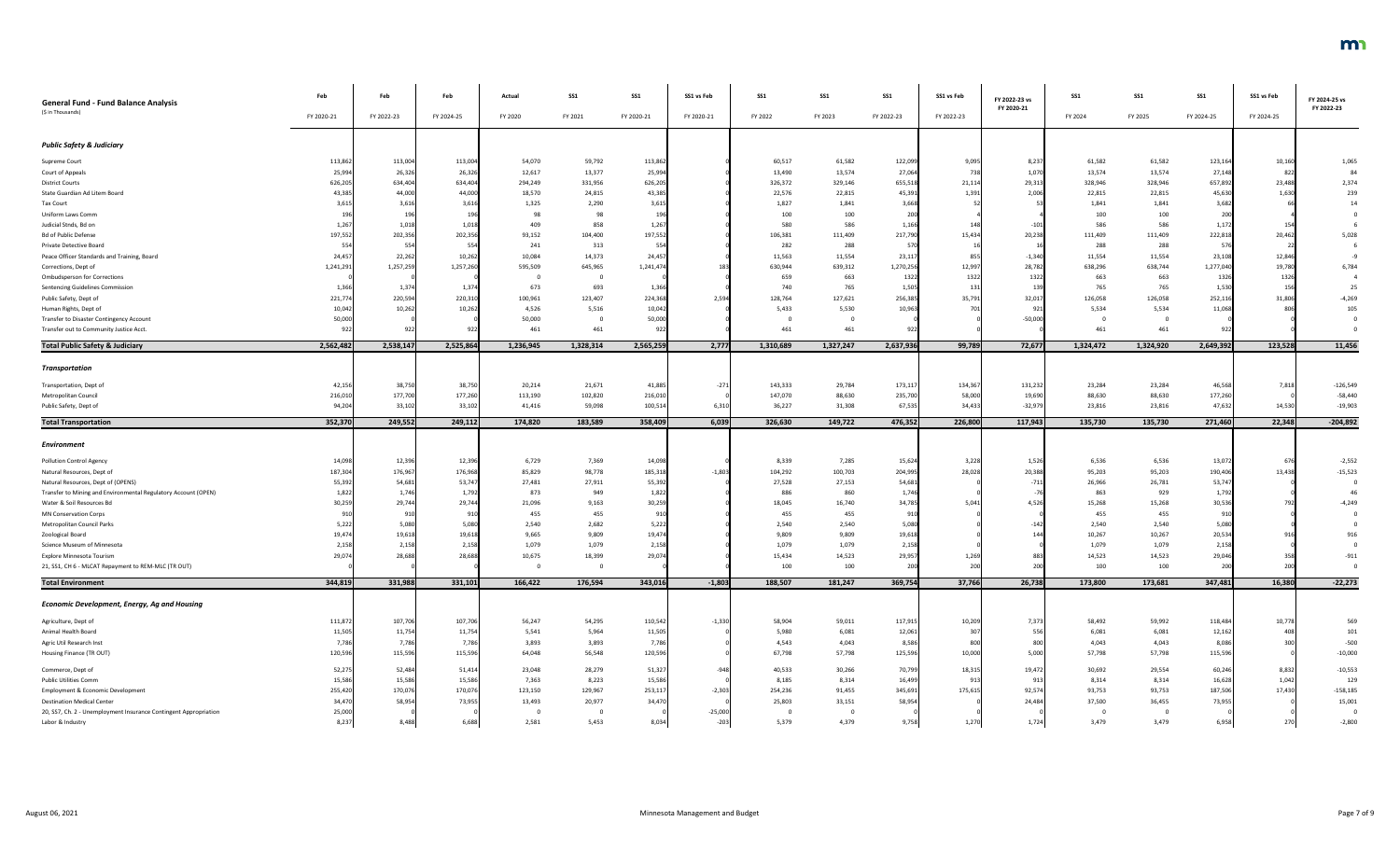| General Fund - Fund Balance Analysis ($ in Thousands) | Feb FY 2020-21 | Feb FY 2022-23 | Feb FY 2024-25 | Actual FY 2020 | SS1 FY 2021 | SS1 FY 2020-21 | SS1 vs Feb FY 2020-21 | SS1 FY 2022 | SS1 FY 2023 | SS1 FY 2022-23 | SS1 vs Feb FY 2022-23 | FY 2022-23 vs FY 2020-21 | SS1 FY 2024 | SS1 FY 2025 | SS1 FY 2024-25 | SS1 vs Feb FY 2024-25 | FY 2024-25 vs FY 2022-23 |
|---|---|---|---|---|---|---|---|---|---|---|---|---|---|---|---|---|---|
| ***Public Safety & Judiciary*** | | | | | | | | | | | | | | | | | |
| Supreme Court | 113,862 | 113,004 | 113,004 | 54,070 | 59,792 | 113,862 | 0 | 60,517 | 61,582 | 122,099 | 9,095 | 8,237 | 61,582 | 61,582 | 123,164 | 10,160 | 1,065 |
| Court of Appeals | 25,994 | 26,326 | 26,326 | 12,617 | 13,377 | 25,994 | 0 | 13,490 | 13,574 | 27,064 | 738 | 1,070 | 13,574 | 13,574 | 27,148 | 822 | 84 |
| District Courts | 626,205 | 634,404 | 634,404 | 294,249 | 331,956 | 626,205 | 0 | 326,372 | 329,146 | 655,518 | 21,114 | 29,313 | 328,946 | 328,946 | 657,892 | 23,488 | 2,374 |
| State Guardian Ad Litem Board | 43,385 | 44,000 | 44,000 | 18,570 | 24,815 | 43,385 | 0 | 22,576 | 22,815 | 45,391 | 1,391 | 2,006 | 22,815 | 22,815 | 45,630 | 1,630 | 239 |
| Tax Court | 3,615 | 3,616 | 3,616 | 1,325 | 2,290 | 3,615 | 0 | 1,827 | 1,841 | 3,668 | 52 | 53 | 1,841 | 1,841 | 3,682 | 66 | 14 |
| Uniform Laws Comm | 196 | 196 | 196 | 98 | 98 | 196 | 0 | 100 | 100 | 200 | 4 | 4 | 100 | 100 | 200 | 4 | 0 |
| Judicial Stnds, Bd on | 1,267 | 1,018 | 1,018 | 409 | 858 | 1,267 | 0 | 580 | 586 | 1,166 | 148 | -101 | 586 | 586 | 1,172 | 154 | 6 |
| Bd of Public Defense | 197,552 | 202,356 | 202,356 | 93,152 | 104,400 | 197,552 | 0 | 106,381 | 111,409 | 217,790 | 15,434 | 20,238 | 111,409 | 111,409 | 222,818 | 20,462 | 5,028 |
| Private Detective Board | 554 | 554 | 554 | 241 | 313 | 554 | 0 | 282 | 288 | 570 | 16 | 16 | 288 | 288 | 576 | 22 | 6 |
| Peace Officer Standards and Training, Board | 24,457 | 22,262 | 10,262 | 10,084 | 14,373 | 24,457 | 0 | 11,563 | 11,554 | 23,117 | 855 | -1,340 | 11,554 | 11,554 | 23,108 | 12,846 | -9 |
| Corrections, Dept of | 1,241,291 | 1,257,259 | 1,257,260 | 595,509 | 645,965 | 1,241,474 | 183 | 630,944 | 639,312 | 1,270,256 | 12,997 | 28,782 | 638,296 | 638,744 | 1,277,040 | 19,780 | 6,784 |
| Ombudsperson for Corrections | 0 | 0 | 0 | 0 | 0 | 0 | 0 | 659 | 663 | 1322 | 1322 | 1322 | 663 | 663 | 1326 | 1326 | 4 |
| Sentencing Guidelines Commission | 1,366 | 1,374 | 1,374 | 673 | 693 | 1,366 | 0 | 740 | 765 | 1,505 | 131 | 139 | 765 | 765 | 1,530 | 156 | 25 |
| Public Safety, Dept of | 221,774 | 220,594 | 220,310 | 100,961 | 123,407 | 224,368 | 2,594 | 128,764 | 127,621 | 256,385 | 35,791 | 32,017 | 126,058 | 126,058 | 252,116 | 31,806 | -4,269 |
| Human Rights, Dept of | 10,042 | 10,262 | 10,262 | 4,526 | 5,516 | 10,042 | 0 | 5,433 | 5,530 | 10,963 | 701 | 921 | 5,534 | 5,534 | 11,068 | 806 | 105 |
| Transfer to Disaster Contingency Account | 50,000 | 0 | 0 | 50,000 | 0 | 50,000 | 0 | 0 | 0 | 0 | 0 | -50,000 | 0 | 0 | 0 | 0 | 0 |
| Transfer out to Community Justice Acct. | 922 | 922 | 922 | 461 | 461 | 922 | 0 | 461 | 461 | 922 | 0 | 0 | 461 | 461 | 922 | 0 | 0 |
| **Total Public Safety & Judiciary** | **2,562,482** | **2,538,147** | **2,525,864** | **1,236,945** | **1,328,314** | **2,565,259** | **2,777** | **1,310,689** | **1,327,247** | **2,637,936** | **99,789** | **72,677** | **1,324,472** | **1,324,920** | **2,649,392** | **123,528** | **11,456** |
| ***Transportation*** | | | | | | | | | | | | | | | | | |
| Transportation, Dept of | 42,156 | 38,750 | 38,750 | 20,214 | 21,671 | 41,885 | -271 | 143,333 | 29,784 | 173,117 | 134,367 | 131,232 | 23,284 | 23,284 | 46,568 | 7,818 | -126,549 |
| Metropolitan Council | 216,010 | 177,700 | 177,260 | 113,190 | 102,820 | 216,010 | 0 | 147,070 | 88,630 | 235,700 | 58,000 | 19,690 | 88,630 | 88,630 | 177,260 | 0 | -58,440 |
| Public Safety, Dept of | 94,204 | 33,102 | 33,102 | 41,416 | 59,098 | 100,514 | 6,310 | 36,227 | 31,308 | 67,535 | 34,433 | -32,979 | 23,816 | 23,816 | 47,632 | 14,530 | -19,903 |
| **Total Transportation** | **352,370** | **249,552** | **249,112** | **174,820** | **183,589** | **358,409** | **6,039** | **326,630** | **149,722** | **476,352** | **226,800** | **117,943** | **135,730** | **135,730** | **271,460** | **22,348** | **-204,892** |
| ***Environment*** | | | | | | | | | | | | | | | | | |
| Pollution Control Agency | 14,098 | 12,396 | 12,396 | 6,729 | 7,369 | 14,098 | 0 | 8,339 | 7,285 | 15,624 | 3,228 | 1,526 | 6,536 | 6,536 | 13,072 | 676 | -2,552 |
| Natural Resources, Dept of | 187,304 | 176,967 | 176,968 | 85,829 | 98,778 | 185,318 | -1,803 | 104,292 | 100,703 | 204,995 | 28,028 | 20,388 | 95,203 | 95,203 | 190,406 | 13,438 | -15,523 |
| Natural Resources, Dept of (OPENS) | 55,392 | 54,681 | 53,747 | 27,481 | 27,911 | 55,392 | 0 | 27,528 | 27,153 | 54,681 | 0 | -711 | 26,966 | 26,781 | 53,747 | 0 | 0 |
| Transfer to Mining and Environmental Regulatory Account (OPEN) | 1,822 | 1,746 | 1,792 | 873 | 949 | 1,822 | 0 | 886 | 860 | 1,746 | 0 | -76 | 863 | 929 | 1,792 | 0 | 46 |
| Water & Soil Resources Bd | 30,259 | 29,744 | 29,744 | 21,096 | 9,163 | 30,259 | 0 | 18,045 | 16,740 | 34,785 | 5,041 | 4,526 | 15,268 | 15,268 | 30,536 | 792 | -4,249 |
| MN Conservation Corps | 910 | 910 | 910 | 455 | 455 | 910 | 0 | 455 | 455 | 910 | 0 | 0 | 455 | 455 | 910 | 0 | 0 |
| Metropolitan Council Parks | 5,222 | 5,080 | 5,080 | 2,540 | 2,682 | 5,222 | 0 | 2,540 | 2,540 | 5,080 | 0 | -142 | 2,540 | 2,540 | 5,080 | 0 | 0 |
| Zoological Board | 19,474 | 19,618 | 19,618 | 9,665 | 9,809 | 19,474 | 0 | 9,809 | 9,809 | 19,618 | 0 | 144 | 10,267 | 10,267 | 20,534 | 916 | 916 |
| Science Museum of Minnesota | 2,158 | 2,158 | 2,158 | 1,079 | 1,079 | 2,158 | 0 | 1,079 | 1,079 | 2,158 | 0 | 0 | 1,079 | 1,079 | 2,158 | 0 | 0 |
| Explore Minnesota Tourism | 29,074 | 28,688 | 28,688 | 10,675 | 18,399 | 29,074 | 0 | 15,434 | 14,523 | 29,957 | 1,269 | 883 | 14,523 | 14,523 | 29,046 | 358 | -911 |
| 21, SS1, CH 6 - MLCAT Repayment to REM-MLC (TR OUT) | 0 | 0 | 0 | 0 | 0 | 0 | 0 | 100 | 100 | 200 | 200 | 200 | 100 | 100 | 200 | 200 | 0 |
| **Total Environment** | **344,819** | **331,988** | **331,101** | **166,422** | **176,594** | **343,016** | **-1,803** | **188,507** | **181,247** | **369,754** | **37,766** | **26,738** | **173,800** | **173,681** | **347,481** | **16,380** | **-22,273** |
| ***Economic Development, Energy, Ag and Housing*** | | | | | | | | | | | | | | | | | |
| Agriculture, Dept of | 111,872 | 107,706 | 107,706 | 56,247 | 54,295 | 110,542 | -1,330 | 58,904 | 59,011 | 117,915 | 10,209 | 7,373 | 58,492 | 59,992 | 118,484 | 10,778 | 569 |
| Animal Health Board | 11,505 | 11,754 | 11,754 | 5,541 | 5,964 | 11,505 | 0 | 5,980 | 6,081 | 12,061 | 307 | 556 | 6,081 | 6,081 | 12,162 | 408 | 101 |
| Agric Util Research Inst | 7,786 | 7,786 | 7,786 | 3,893 | 3,893 | 7,786 | 0 | 4,543 | 4,043 | 8,586 | 800 | 800 | 4,043 | 4,043 | 8,086 | 300 | -500 |
| Housing Finance (TR OUT) | 120,596 | 115,596 | 115,596 | 64,048 | 56,548 | 120,596 | 0 | 67,798 | 57,798 | 125,596 | 10,000 | 5,000 | 57,798 | 57,798 | 115,596 | 0 | -10,000 |
| Commerce, Dept of | 52,275 | 52,484 | 51,414 | 23,048 | 28,279 | 51,327 | -948 | 40,533 | 30,266 | 70,799 | 18,315 | 19,472 | 30,692 | 29,554 | 60,246 | 8,832 | -10,553 |
| Public Utilities Comm | 15,586 | 15,586 | 15,586 | 7,363 | 8,223 | 15,586 | 0 | 8,185 | 8,314 | 16,499 | 913 | 913 | 8,314 | 8,314 | 16,628 | 1,042 | 129 |
| Employment & Economic Development | 255,420 | 170,076 | 170,076 | 123,150 | 129,967 | 253,117 | -2,303 | 254,236 | 91,455 | 345,691 | 175,615 | 92,574 | 93,753 | 93,753 | 187,506 | 17,430 | -158,185 |
| Destination Medical Center | 34,470 | 58,954 | 73,955 | 13,493 | 20,977 | 34,470 | 0 | 25,803 | 33,151 | 58,954 | 0 | 24,484 | 37,500 | 36,455 | 73,955 | 0 | 15,001 |
| 20, SS7, Ch. 2 - Unemployment Insurance Contingent Appropriation | 25,000 | 0 | 0 | 0 | 0 | 0 | -25,000 | 0 | 0 | 0 | 0 | 0 | 0 | 0 | 0 | 0 | 0 |
| Labor & Industry | 8,237 | 8,488 | 6,688 | 2,581 | 5,453 | 8,034 | -203 | 5,379 | 4,379 | 9,758 | 1,270 | 1,724 | 3,479 | 3,479 | 6,958 | 270 | -2,800 |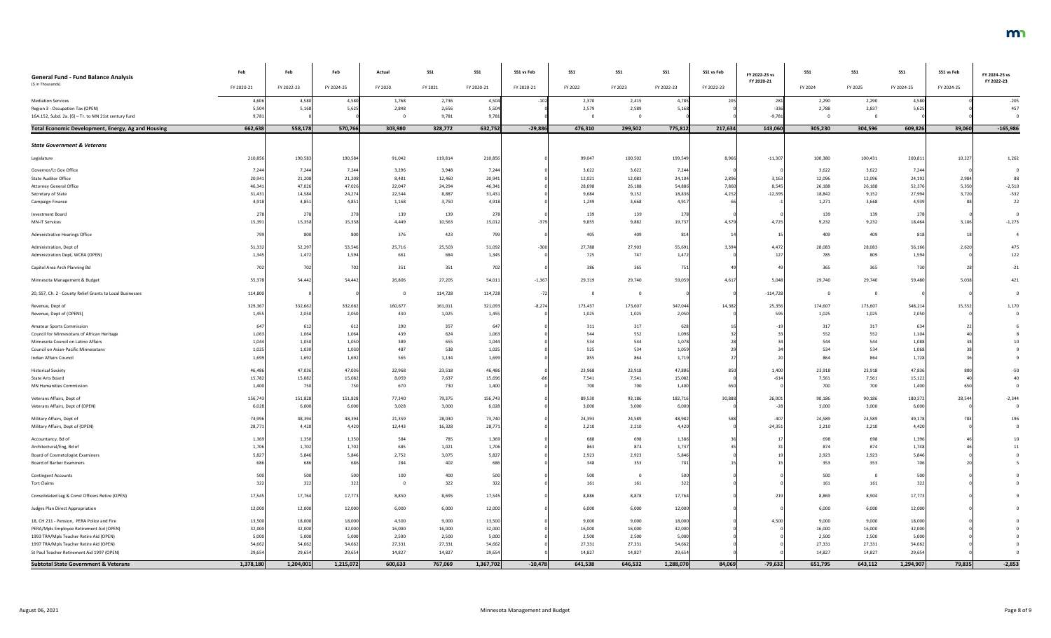| General Fund - Fund Balance Analysis ($ in Thousands) | Feb FY 2020-21 | Feb FY 2022-23 | Feb FY 2024-25 | Actual FY 2020 | SS1 FY 2021 | SS1 FY 2020-21 | SS1 vs Feb FY 2020-21 | SS1 FY 2022 | SS1 FY 2023 | SS1 FY 2022-23 | SS1 vs Feb FY 2022-23 | FY 2022-23 vs FY 2020-21 | SS1 FY 2024 | SS1 FY 2025 | SS1 FY 2024-25 | SS1 vs Feb FY 2024-25 | FY 2024-25 vs FY 2022-23 |
|---|---|---|---|---|---|---|---|---|---|---|---|---|---|---|---|---|---|
| Mediation Services | 4,606 | 4,580 | 4,580 | 1,768 | 2,736 | 4,504 | -102 | 2,370 | 2,415 | 4,785 | 205 | 281 | 2,290 | 2,290 | 4,580 | 0 | -205 |
| Region 3 - Occupation Tax (OPEN) | 5,504 | 5,168 | 5,625 | 2,848 | 2,656 | 5,504 | 0 | 2,579 | 2,589 | 5,168 | 0 | -336 | 2,788 | 2,837 | 5,625 | 0 | 457 |
| 16A.152, Subd. 2a. (6) -- Tr. to MN 21st century fund | 9,781 | 0 | 0 | 0 | 9,781 | 9,781 | 0 | 0 | 0 | 0 | 0 | -9,781 | 0 | 0 | 0 | 0 | 0 |
| **Total Economic Development, Energy, Ag and Housing** | **662,638** | **558,178** | **570,766** | **303,980** | **328,772** | **632,752** | **-29,886** | **476,310** | **299,502** | **775,812** | **217,634** | **143,060** | **305,230** | **304,596** | **609,826** | **39,060** | **-165,986** |
| ***State Government & Veterans*** | | | | | | | | | | | | | | | | | |
| Legislature | 210,856 | 190,583 | 190,584 | 91,042 | 119,814 | 210,856 | 0 | 99,047 | 100,502 | 199,549 | 8,966 | -11,307 | 100,380 | 100,431 | 200,811 | 10,227 | 1,262 |
| Governor/Lt Gov Office | 7,244 | 7,244 | 7,244 | 3,296 | 3,948 | 7,244 | 0 | 3,622 | 3,622 | 7,244 | 0 | 0 | 3,622 | 3,622 | 7,244 | 0 | 0 |
| State Auditor Office | 20,941 | 21,208 | 21,208 | 8,481 | 12,460 | 20,941 | 0 | 12,021 | 12,083 | 24,104 | 2,896 | 3,163 | 12,096 | 12,096 | 24,192 | 2,984 | 88 |
| Attorney General Office | 46,341 | 47,026 | 47,026 | 22,047 | 24,294 | 46,341 | 0 | 28,698 | 26,188 | 54,886 | 7,860 | 8,545 | 26,188 | 26,188 | 52,376 | 5,350 | -2,510 |
| Secretary of State | 31,431 | 14,584 | 24,274 | 22,544 | 8,887 | 31,431 | 0 | 9,684 | 9,152 | 18,836 | 4,252 | -12,595 | 18,842 | 9,152 | 27,994 | 3,720 | -532 |
| Campaign Finance | 4,918 | 4,851 | 4,851 | 1,168 | 3,750 | 4,918 | 0 | 1,249 | 3,668 | 4,917 | 66 | -1 | 1,271 | 3,668 | 4,939 | 88 | 22 |
| Investment Board | 278 | 278 | 278 | 139 | 139 | 278 | 0 | 139 | 139 | 278 | 0 | 0 | 139 | 139 | 278 | 0 | 0 |
| MN-IT Services | 15,391 | 15,358 | 15,358 | 4,449 | 10,563 | 15,012 | -379 | 9,855 | 9,882 | 19,737 | 4,379 | 4,725 | 9,232 | 9,232 | 18,464 | 3,106 | -1,273 |
| Administrative Hearings Office | 799 | 800 | 800 | 376 | 423 | 799 | 0 | 405 | 409 | 814 | 14 | 15 | 409 | 409 | 818 | 18 | 4 |
| Administration, Dept of | 51,332 | 52,297 | 53,546 | 25,716 | 25,503 | 51,092 | -300 | 27,788 | 27,903 | 55,691 | 3,394 | 4,472 | 28,083 | 28,083 | 56,166 | 2,620 | 475 |
| Administration Dept, WCRA (OPEN) | 1,345 | 1,472 | 1,594 | 661 | 684 | 1,345 | 0 | 725 | 747 | 1,472 | 0 | 127 | 785 | 809 | 1,594 | 0 | 122 |
| Capitol Area Arch Planning Bd | 702 | 702 | 702 | 351 | 351 | 702 | 0 | 386 | 365 | 751 | 49 | 49 | 365 | 365 | 730 | 28 | -21 |
| Minnesota Management & Budget | 55,378 | 54,442 | 54,442 | 26,806 | 27,205 | 54,011 | -1,367 | 29,319 | 29,740 | 59,059 | 4,617 | 5,048 | 29,740 | 29,740 | 59,480 | 5,038 | 421 |
| 20, SS7, Ch. 2 - County Relief Grants to Local Businesses | 114,800 | 0 | 0 | 0 | 114,728 | 114,728 | -72 | 0 | 0 | 0 | 0 | -114,728 | 0 | 0 | 0 | 0 | 0 |
| Revenue, Dept of | 329,367 | 332,662 | 332,662 | 160,677 | 161,011 | 321,093 | -8,274 | 173,437 | 173,607 | 347,044 | 14,382 | 25,356 | 174,607 | 173,607 | 348,214 | 15,552 | 1,170 |
| Revenue, Dept of (OPENS) | 1,455 | 2,050 | 2,050 | 430 | 1,025 | 1,455 | 0 | 1,025 | 1,025 | 2,050 | 0 | 595 | 1,025 | 1,025 | 2,050 | 0 | 0 |
| Amateur Sports Commission | 647 | 612 | 612 | 290 | 357 | 647 | 0 | 311 | 317 | 628 | 16 | -19 | 317 | 317 | 634 | 22 | 6 |
| Council for Minnesotans of African Heritage | 1,063 | 1,064 | 1,064 | 439 | 624 | 1,063 | 0 | 544 | 552 | 1,096 | 32 | 33 | 552 | 552 | 1,104 | 40 | 8 |
| Minnesota Council on Latino Affairs | 1,044 | 1,050 | 1,050 | 389 | 655 | 1,044 | 0 | 534 | 544 | 1,078 | 28 | 34 | 544 | 544 | 1,088 | 38 | 10 |
| Council on Asian-Pacific Minnesotans | 1,025 | 1,030 | 1,030 | 487 | 538 | 1,025 | 0 | 525 | 534 | 1,059 | 29 | 34 | 534 | 534 | 1,068 | 38 | 9 |
| Indian Affairs Council | 1,699 | 1,692 | 1,692 | 565 | 1,134 | 1,699 | 0 | 855 | 864 | 1,719 | 27 | 20 | 864 | 864 | 1,728 | 36 | 9 |
| Historical Society | 46,486 | 47,036 | 47,036 | 22,968 | 23,518 | 46,486 | 0 | 23,968 | 23,918 | 47,886 | 850 | 1,400 | 23,918 | 23,918 | 47,836 | 800 | -50 |
| State Arts Board | 15,782 | 15,082 | 15,082 | 8,059 | 7,637 | 15,696 | -86 | 7,541 | 7,541 | 15,082 | 0 | -614 | 7,561 | 7,561 | 15,122 | 40 | 40 |
| MN Humanities Commission | 1,400 | 750 | 750 | 670 | 730 | 1,400 | 0 | 700 | 700 | 1,400 | 650 | 0 | 700 | 700 | 1,400 | 650 | 0 |
| Veterans Affairs, Dept of | 156,743 | 151,828 | 151,828 | 77,340 | 79,375 | 156,743 | 0 | 89,530 | 93,186 | 182,716 | 30,888 | 26,001 | 90,186 | 90,186 | 180,372 | 28,544 | -2,344 |
| Veterans Affairs, Dept of (OPEN) | 6,028 | 6,000 | 6,000 | 3,028 | 3,000 | 6,028 | 0 | 3,000 | 3,000 | 6,000 | 0 | -28 | 3,000 | 3,000 | 6,000 | 0 | 0 |
| Military Affairs, Dept of | 74,996 | 48,394 | 48,394 | 21,359 | 28,030 | 73,740 | 0 | 24,393 | 24,589 | 48,982 | 588 | -407 | 24,589 | 24,589 | 49,178 | 784 | 196 |
| Military Affairs, Dept of (OPEN) | 28,771 | 4,420 | 4,420 | 12,443 | 16,328 | 28,771 | 0 | 2,210 | 2,210 | 4,420 | 0 | -24,351 | 2,210 | 2,210 | 4,420 | 0 | 0 |
| Accountancy, Bd of | 1,369 | 1,350 | 1,350 | 584 | 785 | 1,369 | 0 | 688 | 698 | 1,386 | 36 | 17 | 698 | 698 | 1,396 | 46 | 10 |
| Architectural/Eng, Bd of | 1,706 | 1,702 | 1,702 | 685 | 1,021 | 1,706 | 0 | 863 | 874 | 1,737 | 35 | 31 | 874 | 874 | 1,748 | 46 | 11 |
| Board of Cosmetologist Examiners | 5,827 | 5,846 | 5,846 | 2,752 | 3,075 | 5,827 | 0 | 2,923 | 2,923 | 5,846 | 0 | 19 | 2,923 | 2,923 | 5,846 | 0 | 0 |
| Board of Barber Examiners | 686 | 686 | 686 | 284 | 402 | 686 | 0 | 348 | 353 | 701 | 15 | 15 | 353 | 353 | 706 | 20 | 5 |
| Contingent Accounts | 500 | 500 | 500 | 100 | 400 | 500 | 0 | 500 | 0 | 500 | 0 | 0 | 500 | 0 | 500 | 0 | 0 |
| Tort Claims | 322 | 322 | 322 | 0 | 322 | 322 | 0 | 161 | 161 | 322 | 0 | 0 | 161 | 161 | 322 | 0 | 0 |
| Consolidated Leg & Const Officers Retire (OPEN) | 17,545 | 17,764 | 17,773 | 8,850 | 8,695 | 17,545 | 0 | 8,886 | 8,878 | 17,764 | 0 | 219 | 8,869 | 8,904 | 17,773 | 0 | 9 |
| Judges Plan Direct Appropriation | 12,000 | 12,000 | 12,000 | 6,000 | 6,000 | 12,000 | 0 | 6,000 | 6,000 | 12,000 | 0 | 0 | 6,000 | 6,000 | 12,000 | 0 | 0 |
| 18, CH 211 - Pension, PERA Police and Fire | 13,500 | 18,000 | 18,000 | 4,500 | 9,000 | 13,500 | 0 | 9,000 | 9,000 | 18,000 | 0 | 4,500 | 9,000 | 9,000 | 18,000 | 0 | 0 |
| PERA/Mpls Employee Retirement Aid (OPEN) | 32,000 | 32,000 | 32,000 | 16,000 | 16,000 | 32,000 | 0 | 16,000 | 16,000 | 32,000 | 0 | 0 | 16,000 | 16,000 | 32,000 | 0 | 0 |
| 1993 TRA/Mpls Teacher Retire Aid (OPEN) | 5,000 | 5,000 | 5,000 | 2,500 | 2,500 | 5,000 | 0 | 2,500 | 2,500 | 5,000 | 0 | 0 | 2,500 | 2,500 | 5,000 | 0 | 0 |
| 1997 TRA/Mpls Teacher Retire Aid (OPEN) | 54,662 | 54,662 | 54,662 | 27,331 | 27,331 | 54,662 | 0 | 27,331 | 27,331 | 54,662 | 0 | 0 | 27,331 | 27,331 | 54,662 | 0 | 0 |
| St Paul Teacher Retirement Aid 1997 (OPEN) | 29,654 | 29,654 | 29,654 | 14,827 | 14,827 | 29,654 | 0 | 14,827 | 14,827 | 29,654 | 0 | 0 | 14,827 | 14,827 | 29,654 | 0 | 0 |
| **Subtotal State Government & Veterans** | **1,378,180** | **1,204,001** | **1,215,072** | **600,633** | **767,069** | **1,367,702** | **-10,478** | **641,538** | **646,532** | **1,288,070** | **84,069** | **-79,632** | **651,795** | **643,112** | **1,294,907** | **79,835** | **-2,853** |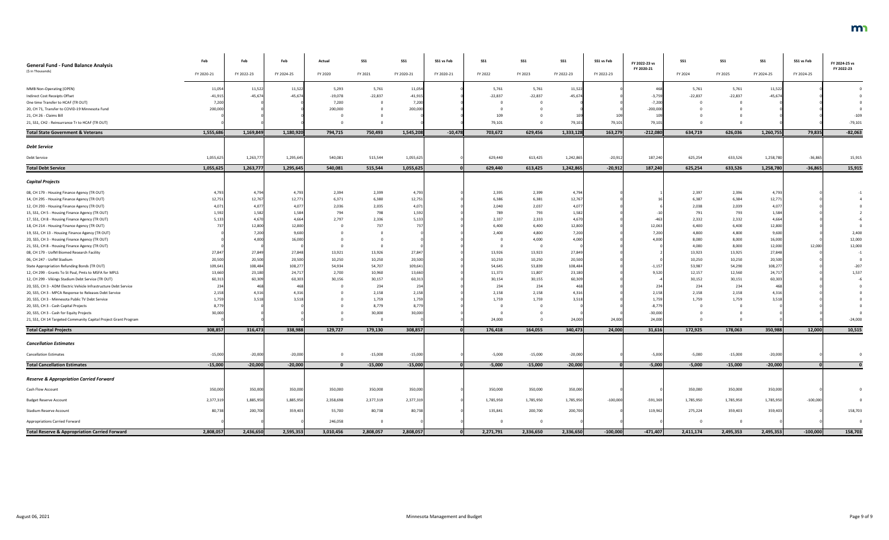| General Fund - Fund Balance Analysis<br>($ in Thousands) | Feb<br>FY 2020-21 | Feb<br>FY 2022-23 | Feb<br>FY 2024-25 | Actual<br>FY 2020 | SS1<br>FY 2021 | SS1<br>FY 2020-21 | SS1 vs Feb<br>FY 2020-21 | SS1<br>FY 2022 | SS1<br>FY 2023 | SS1<br>FY 2022-23 | SS1 vs Feb<br>FY 2022-23 | FY 2022-23 vs FY 2020-21 | SS1<br>FY 2024 | SS1<br>FY 2025 | SS1<br>FY 2024-25 | SS1 vs Feb<br>FY 2024-25 | FY 2024-25 vs FY 2022-23 |
|---|---|---|---|---|---|---|---|---|---|---|---|---|---|---|---|---|---|
| MMB Non-Operating (OPEN) | 11,054 | 11,522 | 11,522 | 5,293 | 5,761 | 11,054 | 0 | 5,761 | 5,761 | 11,522 | 0 | 468 | 5,761 | 5,761 | 11,522 | 0 | 0 |
| Indirect Cost Receipts Offset | -41,915 | -45,674 | -45,674 | -19,078 | -22,837 | -41,915 | 0 | -22,837 | -22,837 | -45,674 | 0 | -3,759 | -22,837 | -22,837 | -45,674 | 0 | 0 |
| One time Transfer to HCAF (TR OUT) | 7,200 | 0 | 0 | 7,200 | 0 | 7,200 | 0 | 0 | 0 | 0 | 0 | -7,200 | 0 | 0 | 0 | 0 | 0 |
| 20, CH 71, Transfer to COVID-19 Minnesota Fund | 200,000 | 0 | 0 | 200,000 | 0 | 200,000 | 0 | 0 | 0 | 0 | 0 | -200,000 | 0 | 0 | 0 | 0 | 0 |
| 21, CH 26 - Claims Bill | 0 | 0 | 0 | 0 | 0 | 0 | 0 | 109 | 0 | 109 | 109 | 109 | 0 | 0 | 0 | 0 | -109 |
| 21, SS1, CH2 - Reinsurrance Tr to HCAF (TR OUT) | 0 | 0 | 0 | 0 | 0 | 0 | 0 | 79,101 | 0 | 79,101 | 79,101 | 79,101 | 0 | 0 | 0 | 0 | -79,101 |
| **Total State Government & Veterans** | **1,555,686** | **1,169,849** | **1,180,920** | **794,715** | **750,493** | **1,545,208** | **-10,478** | **703,672** | **629,456** | **1,333,128** | **163,279** | **-212,080** | **634,719** | **626,036** | **1,260,755** | **79,835** | **-82,063** |
| ***Debt Service*** | | | | | | | | | | | | | | | | | |
| Debt Service | 1,055,625 | 1,263,777 | 1,295,645 | 540,081 | 515,544 | 1,055,625 | 0 | 629,440 | 613,425 | 1,242,865 | -20,912 | 187,240 | 625,254 | 633,526 | 1,258,780 | -36,865 | 15,915 |
| **Total Debt Service** | **1,055,625** | **1,263,777** | **1,295,645** | **540,081** | **515,544** | **1,055,625** | **0** | **629,440** | **613,425** | **1,242,865** | **-20,912** | **187,240** | **625,254** | **633,526** | **1,258,780** | **-36,865** | **15,915** |
| ***Capital Projects*** | | | | | | | | | | | | | | | | | |
| 08, CH 179 - Housing Finance Agency (TR OUT) | 4,793 | 4,794 | 4,793 | 2,394 | 2,399 | 4,793 | 0 | 2,395 | 2,399 | 4,794 | 0 | 1 | 2,397 | 2,396 | 4,793 | 0 | -1 |
| 14, CH 295 - Housing Finance Agency (TR OUT) | 12,751 | 12,767 | 12,771 | 6,371 | 6,380 | 12,751 | 0 | 6,386 | 6,381 | 12,767 | 0 | 16 | 6,387 | 6,384 | 12,771 | 0 | 4 |
| 12, CH 293 - Housing Finance Agency (TR OUT) | 4,071 | 4,077 | 4,077 | 2,036 | 2,035 | 4,071 | 0 | 2,040 | 2,037 | 4,077 | 0 | 6 | 2,038 | 2,039 | 4,077 | 0 | 0 |
| 15, SS1, CH 5 - Housing Finance Agency (TR OUT) | 1,592 | 1,582 | 1,584 | 794 | 798 | 1,592 | 0 | 789 | 793 | 1,582 | 0 | -10 | 791 | 793 | 1,584 | 0 | 2 |
| 17, SS1, CH 8 - Housing Finance Agency (TR OUT) | 5,133 | 4,670 | 4,664 | 2,797 | 2,336 | 5,133 | 0 | 2,337 | 2,333 | 4,670 | 0 | -463 | 2,332 | 2,332 | 4,664 | 0 | -6 |
| 18, CH 214 - Housing Finance Agency (TR OUT) | 737 | 12,800 | 12,800 | 0 | 737 | 737 | 0 | 6,400 | 6,400 | 12,800 | 0 | 12,063 | 6,400 | 6,400 | 12,800 | 0 | 0 |
| 19, SS1, CH 13 - Housing Finance Agency (TR OUT) | 0 | 7,200 | 9,600 | 0 | 0 | 0 | 0 | 2,400 | 4,800 | 7,200 | 0 | 7,200 | 4,800 | 4,800 | 9,600 | 0 | 2,400 |
| 20, SS5, CH 3 - Housing Finance Agency (TR OUT) | 0 | 4,000 | 16,000 | 0 | 0 | 0 | 0 | 0 | 4,000 | 4,000 | 0 | 4,000 | 8,000 | 8,000 | 16,000 | 0 | 12,000 |
| 21, SS1, CH 8 - Housing Finance Agency (TR OUT) | 0 | 0 | 0 | 0 | 0 | 0 | 0 | 0 | 0 | 0 | 0 | 0 | 4,000 | 8,000 | 12,000 | 12,000 | 12,000 |
| 08, CH 179 - UofM Biomed Research Facility | 27,847 | 27,849 | 27,848 | 13,921 | 13,926 | 27,847 | 0 | 13,926 | 13,923 | 27,849 | 0 | 2 | 13,923 | 13,925 | 27,848 | 0 | -1 |
| 06, CH 247 - UofM Stadium | 20,500 | 20,500 | 20,500 | 10,250 | 10,250 | 20,500 | 0 | 10,250 | 10,250 | 20,500 | 0 | 0 | 10,250 | 10,250 | 20,500 | 0 | 0 |
| State Appropriation Refunding Bonds (TR OUT) | 109,641 | 108,484 | 108,277 | 54,934 | 54,707 | 109,641 | 0 | 54,645 | 53,839 | 108,484 | 0 | -1,157 | 53,987 | 54,290 | 108,277 | 0 | -207 |
| 12, CH 299 - Grants To St Paul, Pmts to MSFA for MPLS | 13,660 | 23,180 | 24,717 | 2,700 | 10,960 | 13,660 | 0 | 11,373 | 11,807 | 23,180 | 0 | 9,520 | 12,157 | 12,560 | 24,717 | 0 | 1,537 |
| 12, CH 299 - Vikings Stadium Debt Service (TR OUT) | 60,313 | 60,309 | 60,303 | 30,156 | 30,157 | 60,313 | 0 | 30,154 | 30,155 | 60,309 | 0 | -4 | 30,152 | 30,151 | 60,303 | 0 | -6 |
| 20, SS5, CH 3 - ADM Electric Vehicle Infrastructure Debt Service | 234 | 468 | 468 | 0 | 234 | 234 | 0 | 234 | 234 | 468 | 0 | 234 | 234 | 234 | 468 | 0 | 0 |
| 20, SS5, CH 3 - MPCA Response to Releases Debt Service | 2,158 | 4,316 | 4,316 | 0 | 2,158 | 2,158 | 0 | 2,158 | 2,158 | 4,316 | 0 | 2,158 | 2,158 | 2,158 | 4,316 | 0 | 0 |
| 20, SS5, CH 3 - Minnesota Public TV Debt Service | 1,759 | 3,518 | 3,518 | 0 | 1,759 | 1,759 | 0 | 1,759 | 1,759 | 3,518 | 0 | 1,759 | 1,759 | 1,759 | 3,518 | 0 | 0 |
| 20, SS5, CH 3 - Cash Capital Projects | 8,779 | 0 | 0 | 0 | 8,779 | 8,779 | 0 | 0 | 0 | 0 | 0 | -8,779 | 0 | 0 | 0 | 0 | 0 |
| 20, SS5, CH 3 - Cash for Equity Projects | 30,000 | 0 | 0 | 0 | 30,000 | 30,000 | 0 | 0 | 0 | 0 | 0 | -30,000 | 0 | 0 | 0 | 0 | 0 |
| 21, SS1, CH 14 Targeted Community Capital Project Grant Program | 0 | 0 | 0 | 0 | 0 | 0 | 0 | 24,000 | 0 | 24,000 | 24,000 | 24,000 | 0 | 0 | 0 | 0 | -24,000 |
| **Total Capital Projects** | **308,857** | **316,473** | **338,988** | **129,727** | **179,130** | **308,857** | **0** | **176,418** | **164,055** | **340,473** | **24,000** | **31,616** | **172,925** | **178,063** | **350,988** | **12,000** | **10,515** |
| ***Cancellation Estimates*** | | | | | | | | | | | | | | | | | |
| Cancellation Estimates | -15,000 | -20,000 | -20,000 | 0 | -15,000 | -15,000 | 0 | -5,000 | -15,000 | -20,000 | 0 | -5,000 | -5,000 | -15,000 | -20,000 | 0 | 0 |
| **Total Cancellation Estimates** | **-15,000** | **-20,000** | **-20,000** | **0** | **-15,000** | **-15,000** | **0** | **-5,000** | **-15,000** | **-20,000** | **0** | **-5,000** | **-5,000** | **-15,000** | **-20,000** | **0** | **0** |
| ***Reserve & Appropriation Carried Forward*** | | | | | | | | | | | | | | | | | |
| Cash Flow Account | 350,000 | 350,000 | 350,000 | 350,000 | 350,000 | 350,000 | 0 | 350,000 | 350,000 | 350,000 | 0 | 0 | 350,000 | 350,000 | 350,000 | 0 | 0 |
| Budget Reserve Account | 2,377,319 | 1,885,950 | 1,885,950 | 2,358,698 | 2,377,319 | 2,377,319 | 0 | 1,785,950 | 1,785,950 | 1,785,950 | -100,000 | -591,369 | 1,785,950 | 1,785,950 | 1,785,950 | -100,000 | 0 |
| Stadium Reserve Account | 80,738 | 200,700 | 359,403 | 55,700 | 80,738 | 80,738 | 0 | 135,841 | 200,700 | 200,700 | 0 | 119,962 | 275,224 | 359,403 | 359,403 | 0 | 158,703 |
| Appropriations Carried Forward | 0 | 0 | 0 | 246,058 | 0 | 0 | 0 | 0 | 0 | 0 | 0 | 0 | 0 | 0 | 0 | 0 | 0 |
| **Total Reserve & Appropriation Carried Forward** | **2,808,057** | **2,436,650** | **2,595,353** | **3,010,456** | **2,808,057** | **2,808,057** | **0** | **2,271,791** | **2,336,650** | **2,336,650** | **-100,000** | **-471,407** | **2,411,174** | **2,495,353** | **2,495,353** | **-100,000** | **158,703** |

August 06, 2021 — Minnesota Management and Budget